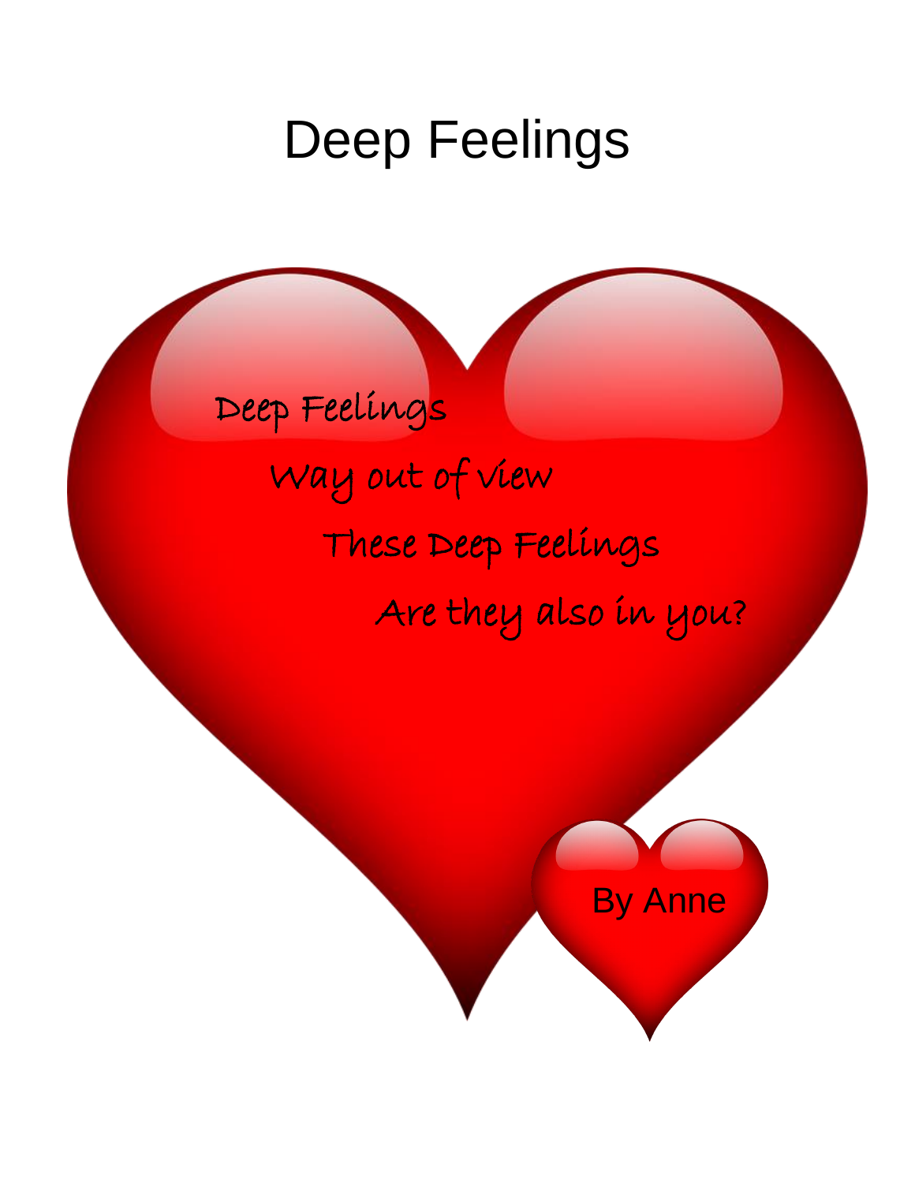# Deep Feelings

Deep Feelings

Way out of view

These Deep Feelings

Are they also in you?

By Anne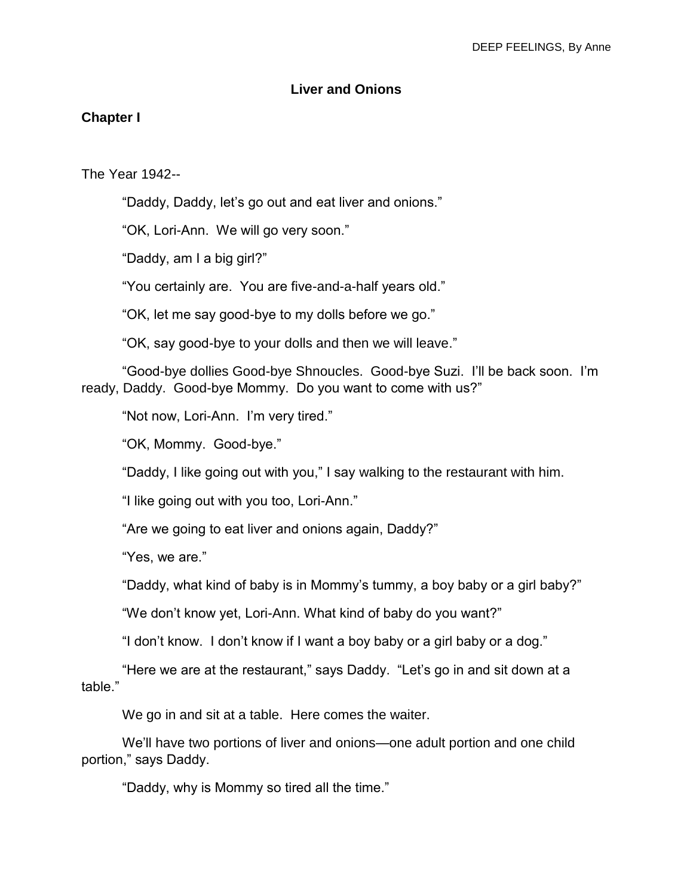# Liver and Onions

## Chapter I

The Year 1942--

"Daddy, Daddy, let's go out and eat liver and onions."

"OK, Lori-Ann. We will go very soon."

"Daddy, am I a big girl?"

"You certainly are. You are five-and-a-half years old."

"OK, let me say good-bye to my dolls before we go."

"OK, say good-bye to your dolls and then we will leave."

"Good-bye dollies Good-bye Shnoucles. Good-bye Suzi. I'll be back soon. I'm ready, Daddy. Good-bye Mommy. Do you want to come with us?"

"Not now, Lori-Ann. I'm very tired."

"OK, Mommy. Good-bye."

"Daddy, I like going out with you," I say walking to the restaurant with him.

"I like going out with you too, Lori-Ann."

"Are we going to eat liver and onions again, Daddy?"

"Yes, we are."

"Daddy, what kind of baby is in Mommy's tummy, a boy baby or a girl baby?"

"We don't know yet, Lori-Ann. What kind of baby do you want?"

"I don't know. I don't know if I want a boy baby or a girl baby or a dog."

"Here we are at the restaurant," says Daddy. "Let's go in and sit down at a table."

We go in and sit at a table. Here comes the waiter.

We'll have two portions of liver and onions—one adult portion and one child portion," says Daddy.

"Daddy, why is Mommy so tired all the time."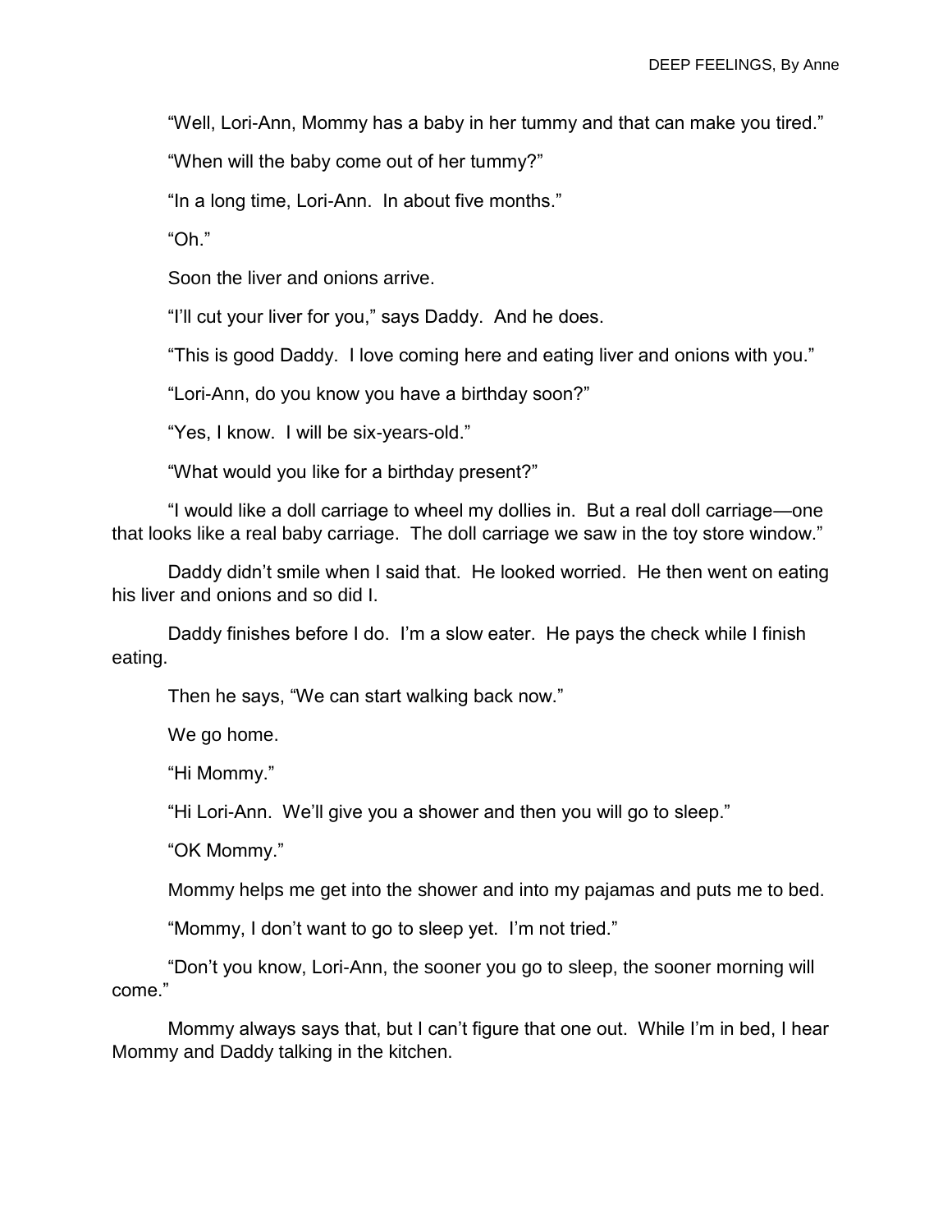"Well, Lori-Ann, Mommy has a baby in her tummy and that can make you tired."

"When will the baby come out of her tummy?"

"In a long time, Lori-Ann. In about five months."

"Oh."

Soon the liver and onions arrive.

"I'll cut your liver for you," says Daddy. And he does.

"This is good Daddy. I love coming here and eating liver and onions with you."

"Lori-Ann, do you know you have a birthday soon?"

"Yes, I know. I will be six-years-old."

"What would you like for a birthday present?"

"I would like a doll carriage to wheel my dollies in. But a real doll carriage—one that looks like a real baby carriage. The doll carriage we saw in the toy store window."

Daddy didn't smile when I said that. He looked worried. He then went on eating his liver and onions and so did I.

Daddy finishes before I do. I'm a slow eater. He pays the check while I finish eating.

Then he says, "We can start walking back now."

We go home.

"Hi Mommy."

"Hi Lori-Ann. We'll give you a shower and then you will go to sleep."

"OK Mommy."

Mommy helps me get into the shower and into my pajamas and puts me to bed.

"Mommy, I don't want to go to sleep yet. I'm not tried."

"Don't you know, Lori-Ann, the sooner you go to sleep, the sooner morning will come."

Mommy always says that, but I can't figure that one out. While I'm in bed, I hear Mommy and Daddy talking in the kitchen.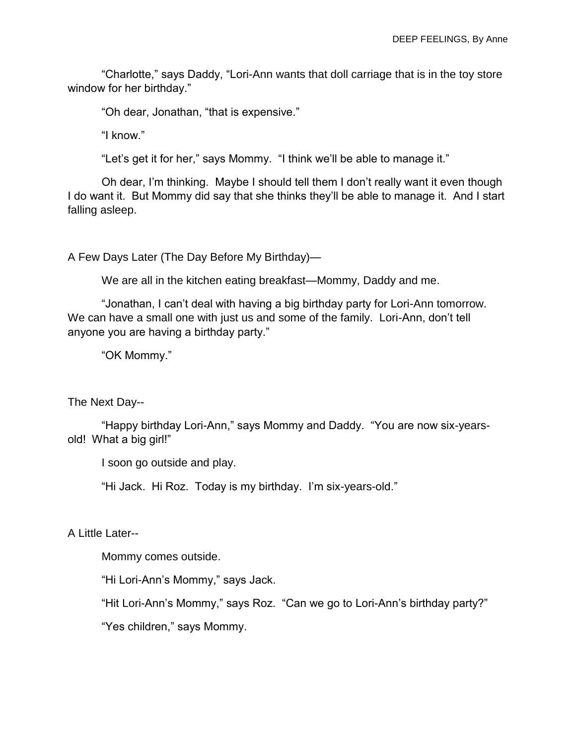"Charlotte," says Daddy, "Lori-Ann wants that doll carriage that is in the toy store window for her birthday."

"Oh dear, Jonathan, "that is expensive."

"I know."

"Let's get it for her," says Mommy. "I think we'll be able to manage it."

Oh dear, I'm thinking. Maybe I should tell them I don't really want it even though I do want it. But Mommy did say that she thinks they'll be able to manage it. And I start falling asleep.

A Few Days Later (The Day Before My Birthday)—

We are all in the kitchen eating breakfast—Mommy, Daddy and me.

"Jonathan, I can't deal with having a big birthday party for Lori-Ann tomorrow. We can have a small one with just us and some of the family. Lori-Ann, don't tell anyone you are having a birthday party."

"OK Mommy."

The Next Day--

"Happy birthday Lori-Ann," says Mommy and Daddy. "You are now six-years-old! What a big girl!"

I soon go outside and play.

"Hi Jack. Hi Roz. Today is my birthday. I'm six-years-old."

A Little Later--

Mommy comes outside.

"Hi Lori-Ann's Mommy," says Jack.

"Hit Lori-Ann's Mommy," says Roz. "Can we go to Lori-Ann's birthday party?"

"Yes children," says Mommy.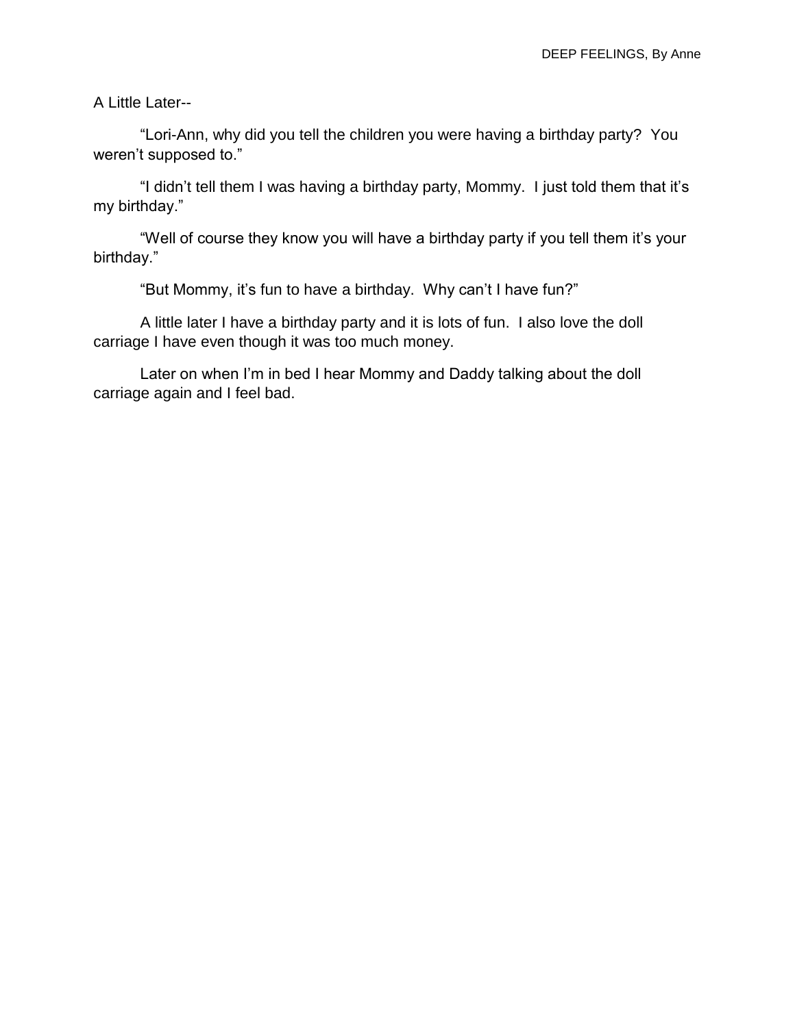A Little Later--

"Lori-Ann, why did you tell the children you were having a birthday party? You weren't supposed to."

"I didn't tell them I was having a birthday party, Mommy. I just told them that it's my birthday."

"Well of course they know you will have a birthday party if you tell them it's your birthday."

"But Mommy, it's fun to have a birthday. Why can't I have fun?"

A little later I have a birthday party and it is lots of fun. I also love the doll carriage I have even though it was too much money.

Later on when I'm in bed I hear Mommy and Daddy talking about the doll carriage again and I feel bad.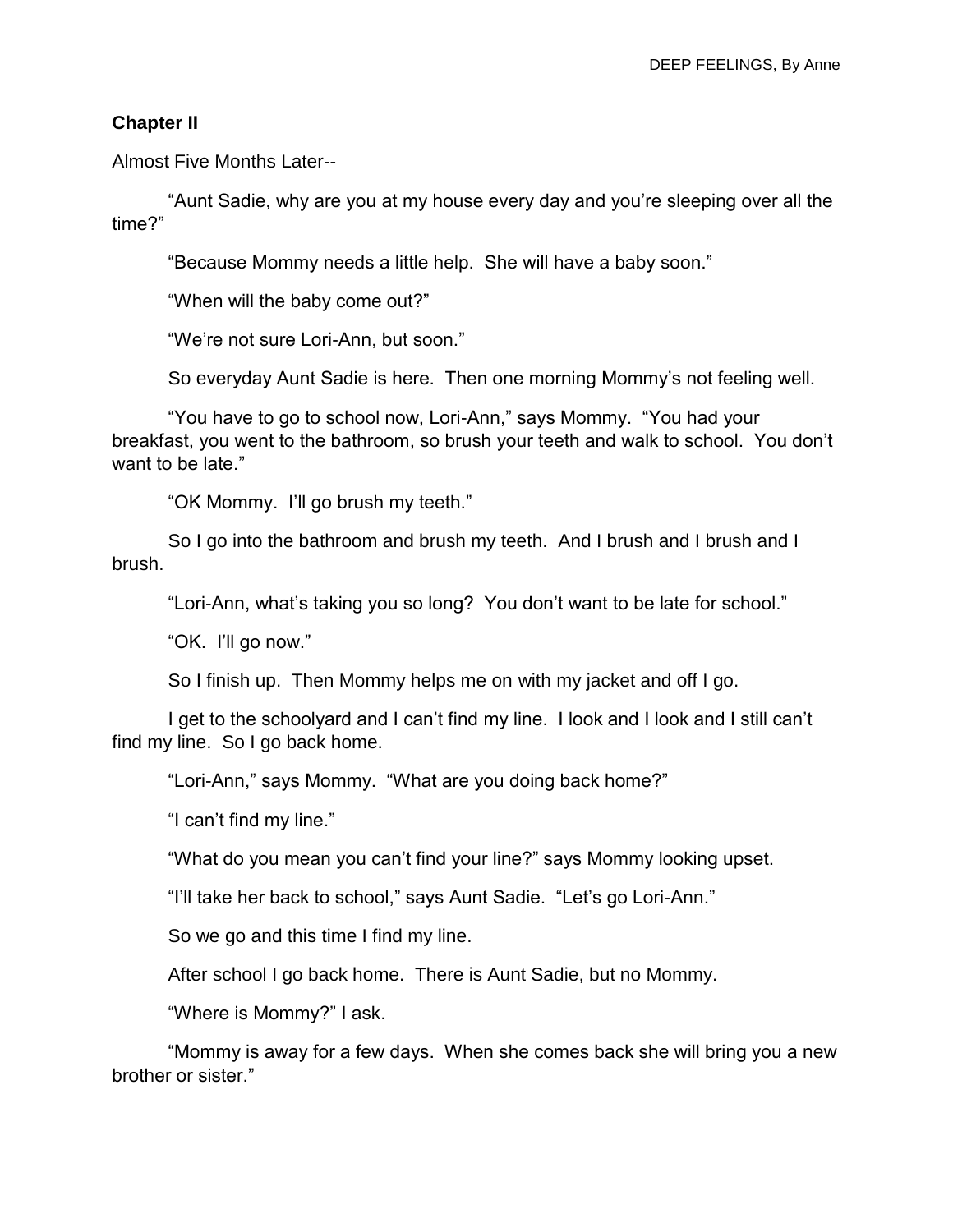## Chapter II

Almost Five Months Later--

"Aunt Sadie, why are you at my house every day and you're sleeping over all the time?"

"Because Mommy needs a little help. She will have a baby soon."

"When will the baby come out?"

"We're not sure Lori-Ann, but soon."

So everyday Aunt Sadie is here. Then one morning Mommy's not feeling well.

"You have to go to school now, Lori-Ann," says Mommy. "You had your breakfast, you went to the bathroom, so brush your teeth and walk to school. You don't want to be late."

"OK Mommy. I'll go brush my teeth."

So I go into the bathroom and brush my teeth. And I brush and I brush and I brush.

"Lori-Ann, what's taking you so long? You don't want to be late for school."

"OK. I'll go now."

So I finish up. Then Mommy helps me on with my jacket and off I go.

I get to the schoolyard and I can't find my line. I look and I look and I still can't find my line. So I go back home.

"Lori-Ann," says Mommy. "What are you doing back home?"

"I can't find my line."

"What do you mean you can't find your line?" says Mommy looking upset.

"I'll take her back to school," says Aunt Sadie. "Let's go Lori-Ann."

So we go and this time I find my line.

After school I go back home. There is Aunt Sadie, but no Mommy.

"Where is Mommy?" I ask.

"Mommy is away for a few days. When she comes back she will bring you a new brother or sister."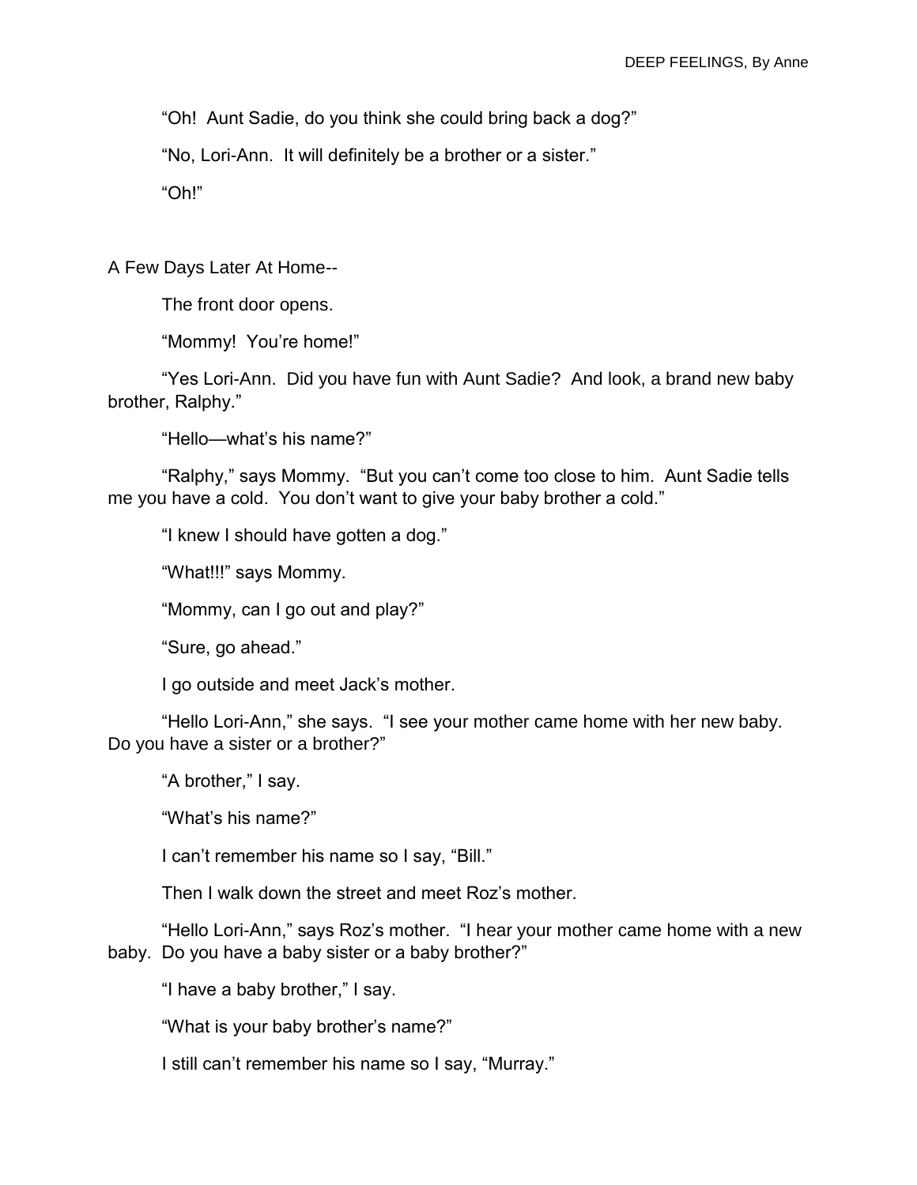"Oh! Aunt Sadie, do you think she could bring back a dog?"

"No, Lori-Ann. It will definitely be a brother or a sister."

"Oh!"

A Few Days Later At Home--

The front door opens.

"Mommy! You're home!"

"Yes Lori-Ann. Did you have fun with Aunt Sadie? And look, a brand new baby brother, Ralphy."

"Hello—what's his name?"

"Ralphy," says Mommy. "But you can't come too close to him. Aunt Sadie tells me you have a cold. You don't want to give your baby brother a cold."

"I knew I should have gotten a dog."

"What!!!" says Mommy.

"Mommy, can I go out and play?"

"Sure, go ahead."

I go outside and meet Jack's mother.

"Hello Lori-Ann," she says. "I see your mother came home with her new baby. Do you have a sister or a brother?"

"A brother," I say.

"What's his name?"

I can't remember his name so I say, "Bill."

Then I walk down the street and meet Roz's mother.

"Hello Lori-Ann," says Roz's mother. "I hear your mother came home with a new baby. Do you have a baby sister or a baby brother?"

"I have a baby brother," I say.

"What is your baby brother's name?"

I still can't remember his name so I say, "Murray."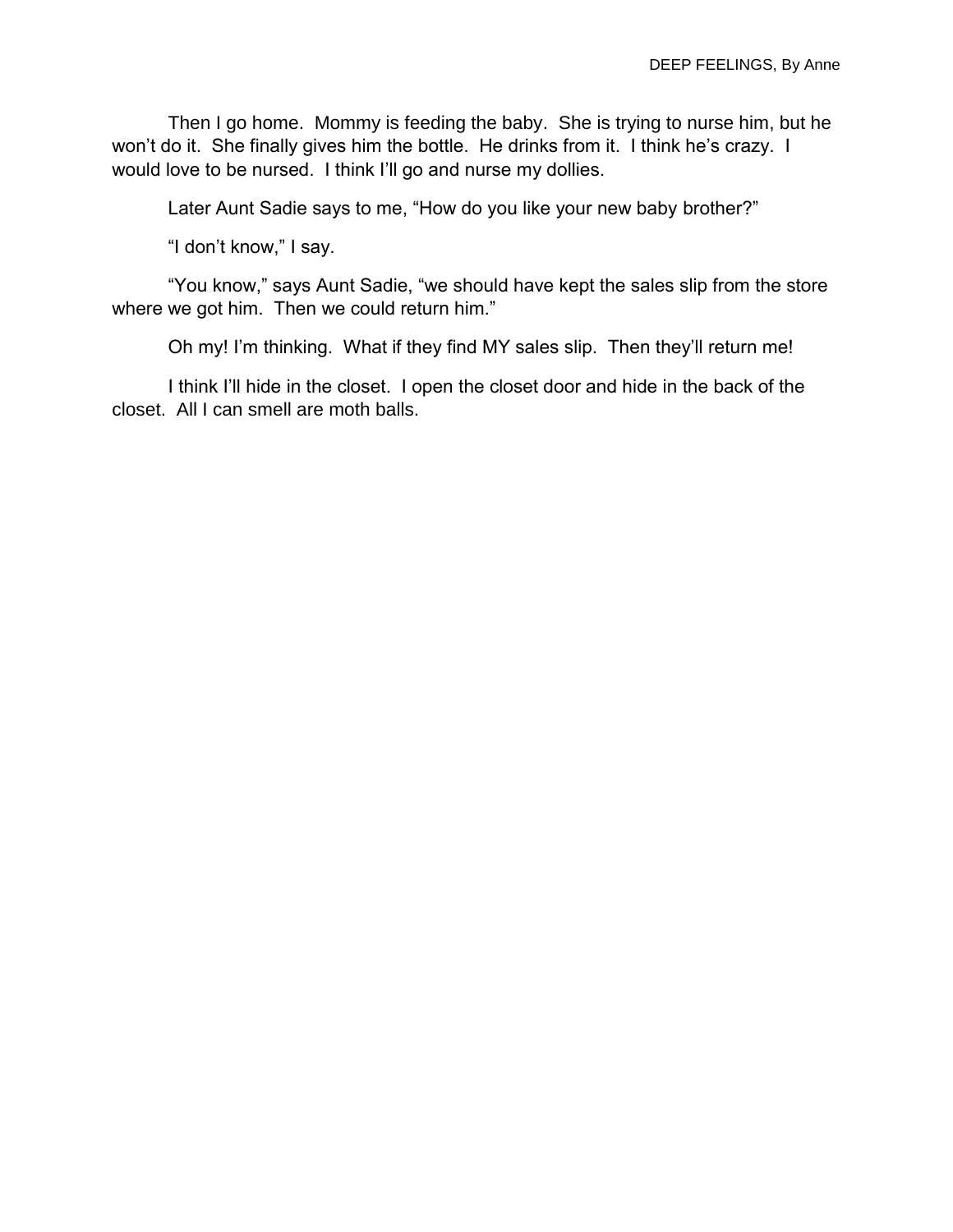Then I go home. Mommy is feeding the baby. She is trying to nurse him, but he won't do it. She finally gives him the bottle. He drinks from it. I think he's crazy. I would love to be nursed. I think I'll go and nurse my dollies.

Later Aunt Sadie says to me, "How do you like your new baby brother?"

"I don't know," I say.

"You know," says Aunt Sadie, "we should have kept the sales slip from the store where we got him. Then we could return him."

Oh my! I'm thinking. What if they find MY sales slip. Then they'll return me!

I think I'll hide in the closet. I open the closet door and hide in the back of the closet. All I can smell are moth balls.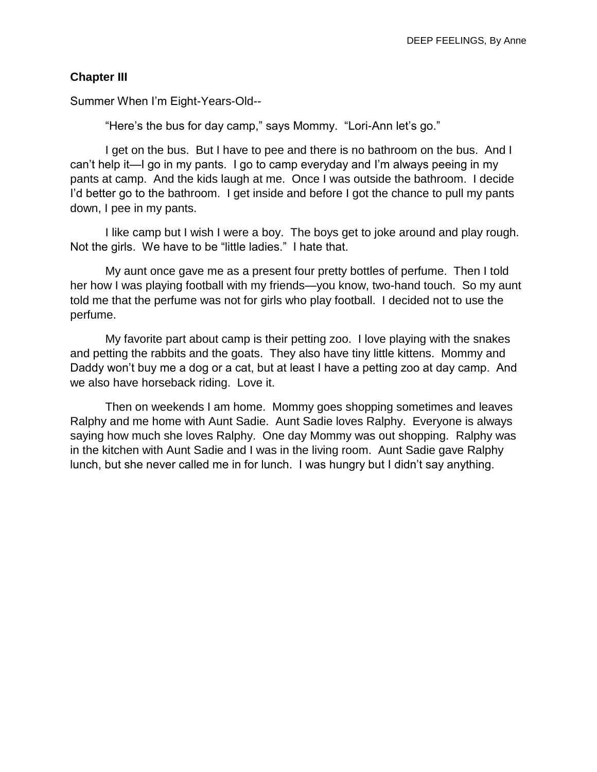**Chapter III**

Summer When I'm Eight-Years-Old--

"Here's the bus for day camp," says Mommy. "Lori-Ann let's go."

I get on the bus. But I have to pee and there is no bathroom on the bus. And I can't help it—I go in my pants. I go to camp everyday and I'm always peeing in my pants at camp. And the kids laugh at me. Once I was outside the bathroom. I decide I'd better go to the bathroom. I get inside and before I got the chance to pull my pants down, I pee in my pants.

I like camp but I wish I were a boy. The boys get to joke around and play rough. Not the girls. We have to be "little ladies." I hate that.

My aunt once gave me as a present four pretty bottles of perfume. Then I told her how I was playing football with my friends—you know, two-hand touch. So my aunt told me that the perfume was not for girls who play football. I decided not to use the perfume.

My favorite part about camp is their petting zoo. I love playing with the snakes and petting the rabbits and the goats. They also have tiny little kittens. Mommy and Daddy won't buy me a dog or a cat, but at least I have a petting zoo at day camp. And we also have horseback riding. Love it.

Then on weekends I am home. Mommy goes shopping sometimes and leaves Ralphy and me home with Aunt Sadie. Aunt Sadie loves Ralphy. Everyone is always saying how much she loves Ralphy. One day Mommy was out shopping. Ralphy was in the kitchen with Aunt Sadie and I was in the living room. Aunt Sadie gave Ralphy lunch, but she never called me in for lunch. I was hungry but I didn't say anything.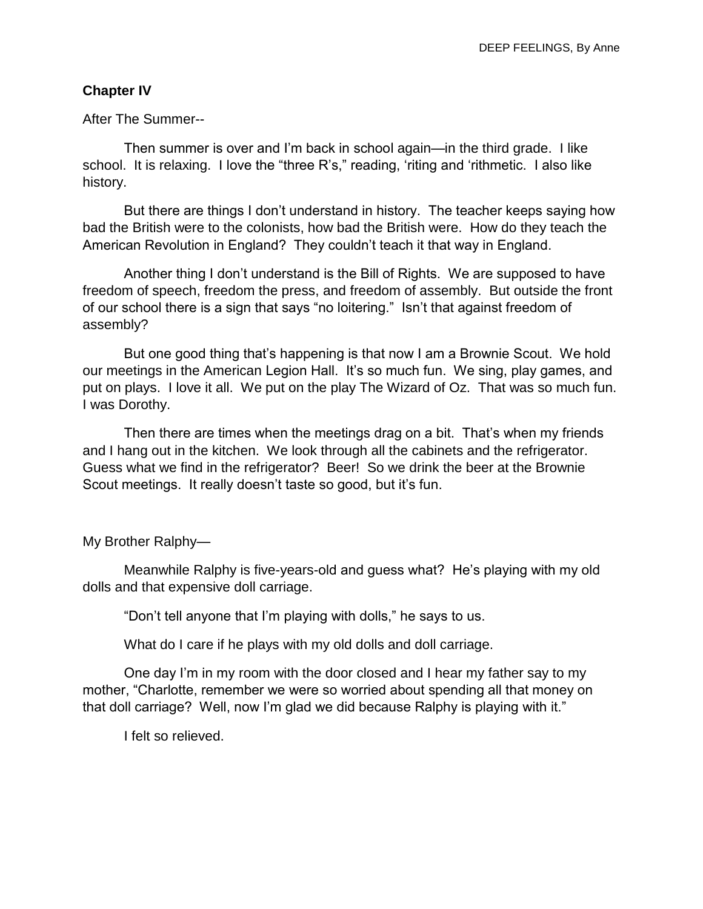## Chapter IV

After The Summer--

Then summer is over and I'm back in school again—in the third grade. I like school. It is relaxing. I love the "three R's," reading, 'riting and 'rithmetic. I also like history.

But there are things I don't understand in history. The teacher keeps saying how bad the British were to the colonists, how bad the British were. How do they teach the American Revolution in England? They couldn't teach it that way in England.

Another thing I don't understand is the Bill of Rights. We are supposed to have freedom of speech, freedom the press, and freedom of assembly. But outside the front of our school there is a sign that says "no loitering." Isn't that against freedom of assembly?

But one good thing that's happening is that now I am a Brownie Scout. We hold our meetings in the American Legion Hall. It's so much fun. We sing, play games, and put on plays. I love it all. We put on the play The Wizard of Oz. That was so much fun. I was Dorothy.

Then there are times when the meetings drag on a bit. That's when my friends and I hang out in the kitchen. We look through all the cabinets and the refrigerator. Guess what we find in the refrigerator? Beer! So we drink the beer at the Brownie Scout meetings. It really doesn't taste so good, but it's fun.

My Brother Ralphy—

Meanwhile Ralphy is five-years-old and guess what? He's playing with my old dolls and that expensive doll carriage.

"Don't tell anyone that I'm playing with dolls," he says to us.

What do I care if he plays with my old dolls and doll carriage.

One day I'm in my room with the door closed and I hear my father say to my mother, "Charlotte, remember we were so worried about spending all that money on that doll carriage? Well, now I'm glad we did because Ralphy is playing with it."

I felt so relieved.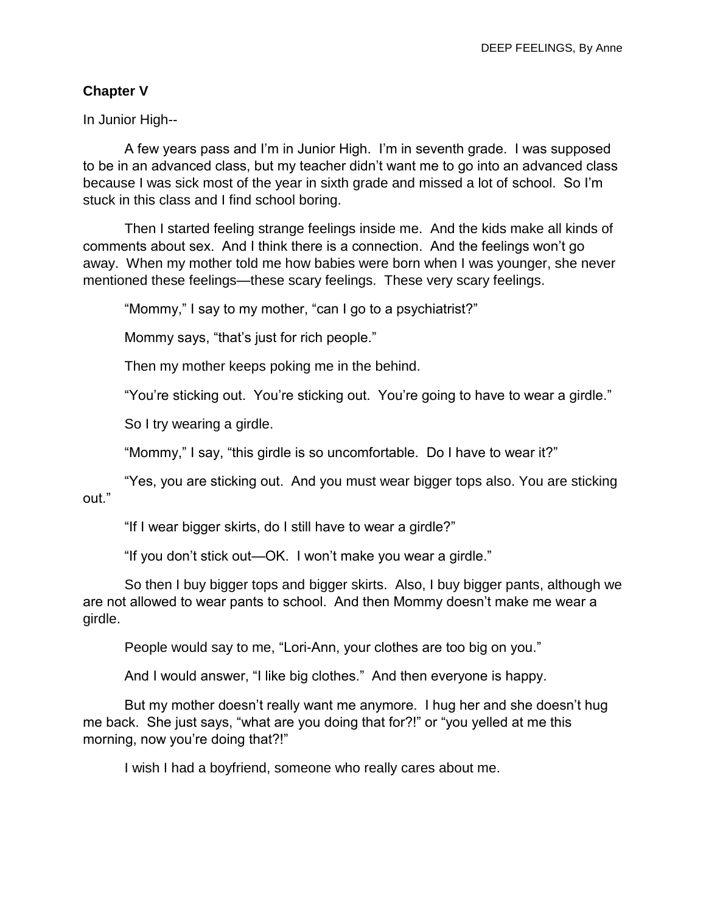## Chapter V

In Junior High--

A few years pass and I'm in Junior High. I'm in seventh grade. I was supposed to be in an advanced class, but my teacher didn't want me to go into an advanced class because I was sick most of the year in sixth grade and missed a lot of school. So I'm stuck in this class and I find school boring.

Then I started feeling strange feelings inside me. And the kids make all kinds of comments about sex. And I think there is a connection. And the feelings won't go away. When my mother told me how babies were born when I was younger, she never mentioned these feelings—these scary feelings. These very scary feelings.

"Mommy," I say to my mother, "can I go to a psychiatrist?"

Mommy says, "that's just for rich people."

Then my mother keeps poking me in the behind.

"You're sticking out. You're sticking out. You're going to have to wear a girdle."

So I try wearing a girdle.

"Mommy," I say, "this girdle is so uncomfortable. Do I have to wear it?"

"Yes, you are sticking out. And you must wear bigger tops also. You are sticking out."

"If I wear bigger skirts, do I still have to wear a girdle?"

"If you don't stick out—OK. I won't make you wear a girdle."

So then I buy bigger tops and bigger skirts. Also, I buy bigger pants, although we are not allowed to wear pants to school. And then Mommy doesn't make me wear a girdle.

People would say to me, "Lori-Ann, your clothes are too big on you."

And I would answer, "I like big clothes." And then everyone is happy.

But my mother doesn't really want me anymore. I hug her and she doesn't hug me back. She just says, "what are you doing that for?!" or "you yelled at me this morning, now you're doing that?!"

I wish I had a boyfriend, someone who really cares about me.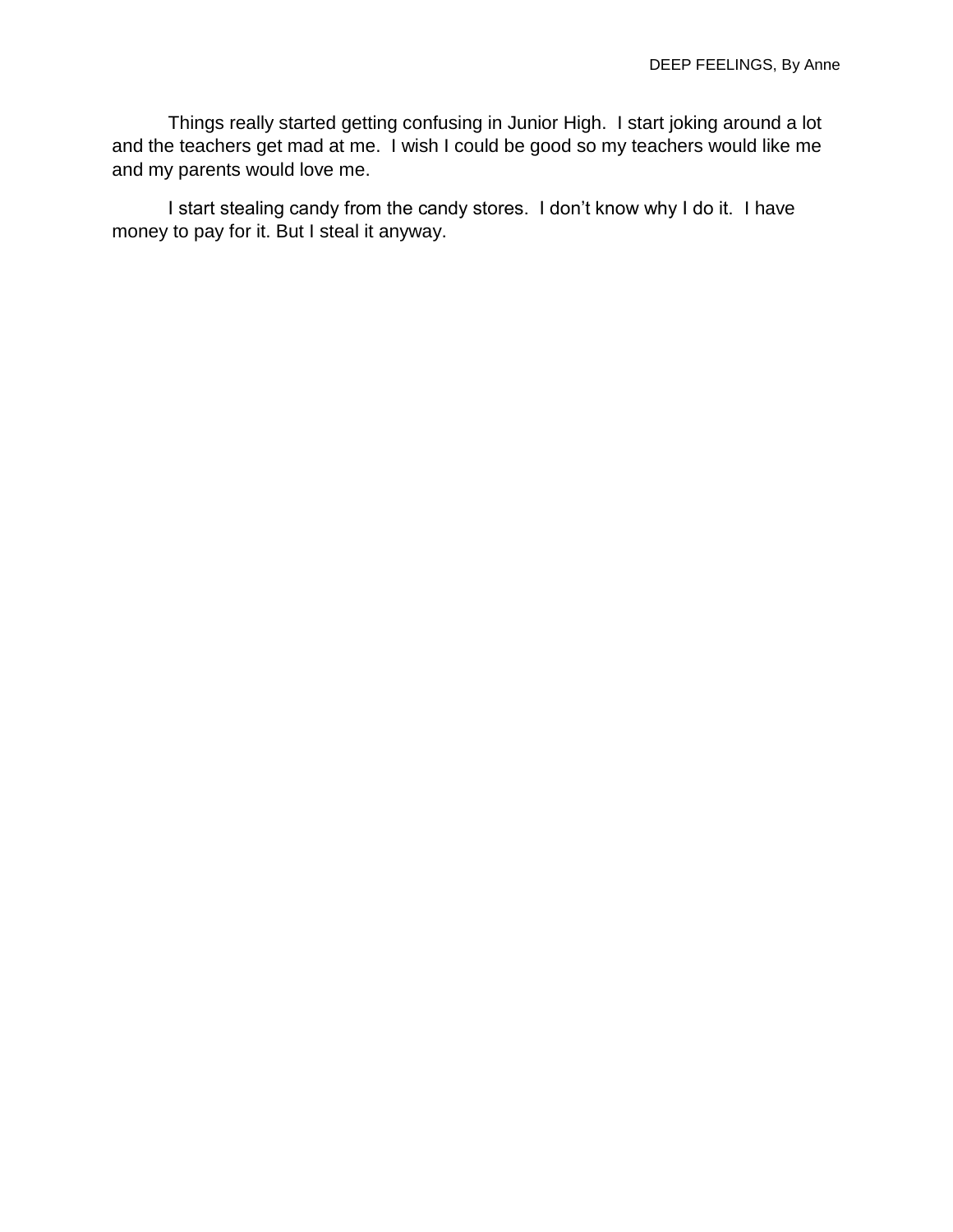Things really started getting confusing in Junior High. I start joking around a lot and the teachers get mad at me. I wish I could be good so my teachers would like me and my parents would love me.

I start stealing candy from the candy stores. I don't know why I do it. I have money to pay for it. But I steal it anyway.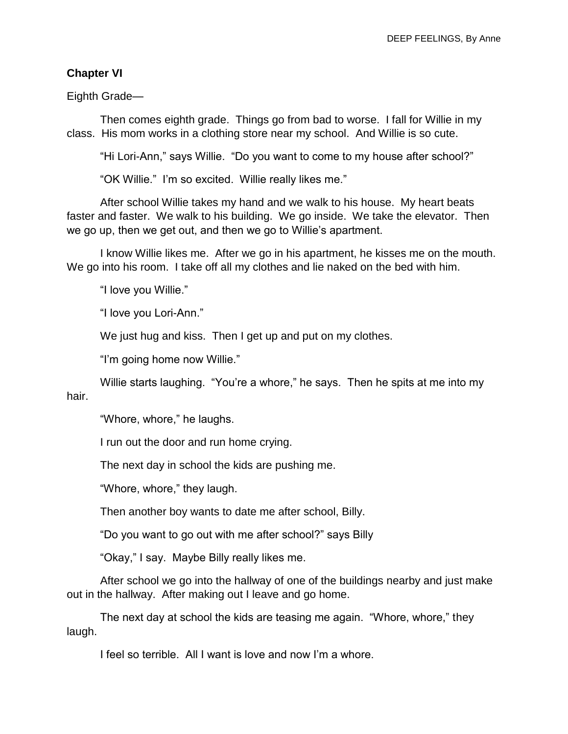**Chapter VI**

Eighth Grade—

Then comes eighth grade. Things go from bad to worse. I fall for Willie in my class. His mom works in a clothing store near my school. And Willie is so cute.

"Hi Lori-Ann," says Willie. "Do you want to come to my house after school?"

"OK Willie." I'm so excited. Willie really likes me."

After school Willie takes my hand and we walk to his house. My heart beats faster and faster. We walk to his building. We go inside. We take the elevator. Then we go up, then we get out, and then we go to Willie's apartment.

I know Willie likes me. After we go in his apartment, he kisses me on the mouth. We go into his room. I take off all my clothes and lie naked on the bed with him.

"I love you Willie."

"I love you Lori-Ann."

We just hug and kiss. Then I get up and put on my clothes.

"I'm going home now Willie."

Willie starts laughing. "You're a whore," he says. Then he spits at me into my hair.

"Whore, whore," he laughs.

I run out the door and run home crying.

The next day in school the kids are pushing me.

"Whore, whore," they laugh.

Then another boy wants to date me after school, Billy.

"Do you want to go out with me after school?" says Billy

"Okay," I say. Maybe Billy really likes me.

After school we go into the hallway of one of the buildings nearby and just make out in the hallway. After making out I leave and go home.

The next day at school the kids are teasing me again. "Whore, whore," they laugh.

I feel so terrible. All I want is love and now I'm a whore.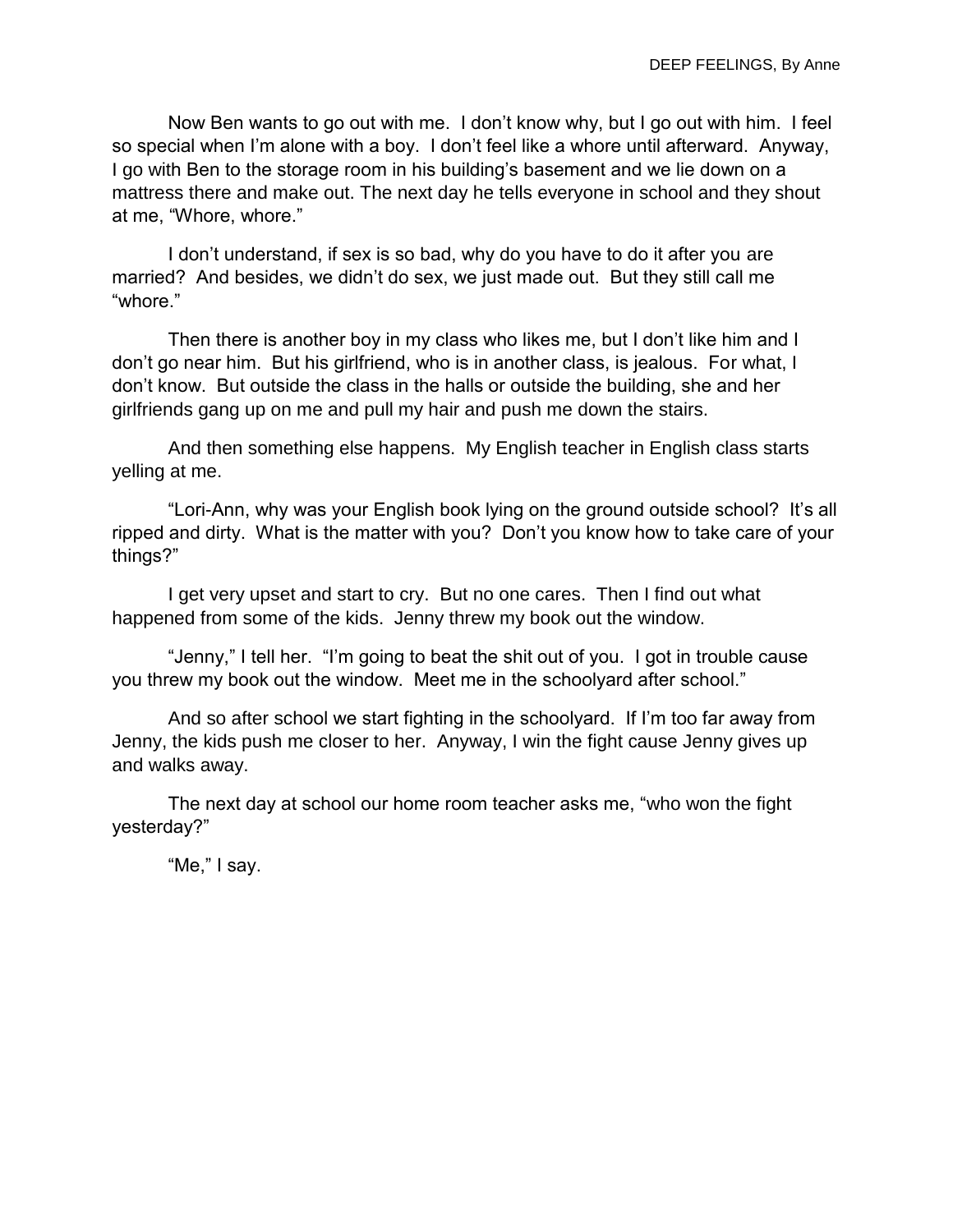Now Ben wants to go out with me. I don't know why, but I go out with him. I feel so special when I'm alone with a boy. I don't feel like a whore until afterward. Anyway, I go with Ben to the storage room in his building's basement and we lie down on a mattress there and make out. The next day he tells everyone in school and they shout at me, "Whore, whore."

I don't understand, if sex is so bad, why do you have to do it after you are married? And besides, we didn't do sex, we just made out. But they still call me "whore."

Then there is another boy in my class who likes me, but I don't like him and I don't go near him. But his girlfriend, who is in another class, is jealous. For what, I don't know. But outside the class in the halls or outside the building, she and her girlfriends gang up on me and pull my hair and push me down the stairs.

And then something else happens. My English teacher in English class starts yelling at me.

"Lori-Ann, why was your English book lying on the ground outside school? It's all ripped and dirty. What is the matter with you? Don't you know how to take care of your things?"

I get very upset and start to cry. But no one cares. Then I find out what happened from some of the kids. Jenny threw my book out the window.

"Jenny," I tell her. "I'm going to beat the shit out of you. I got in trouble cause you threw my book out the window. Meet me in the schoolyard after school."

And so after school we start fighting in the schoolyard. If I'm too far away from Jenny, the kids push me closer to her. Anyway, I win the fight cause Jenny gives up and walks away.

The next day at school our home room teacher asks me, "who won the fight yesterday?"

"Me," I say.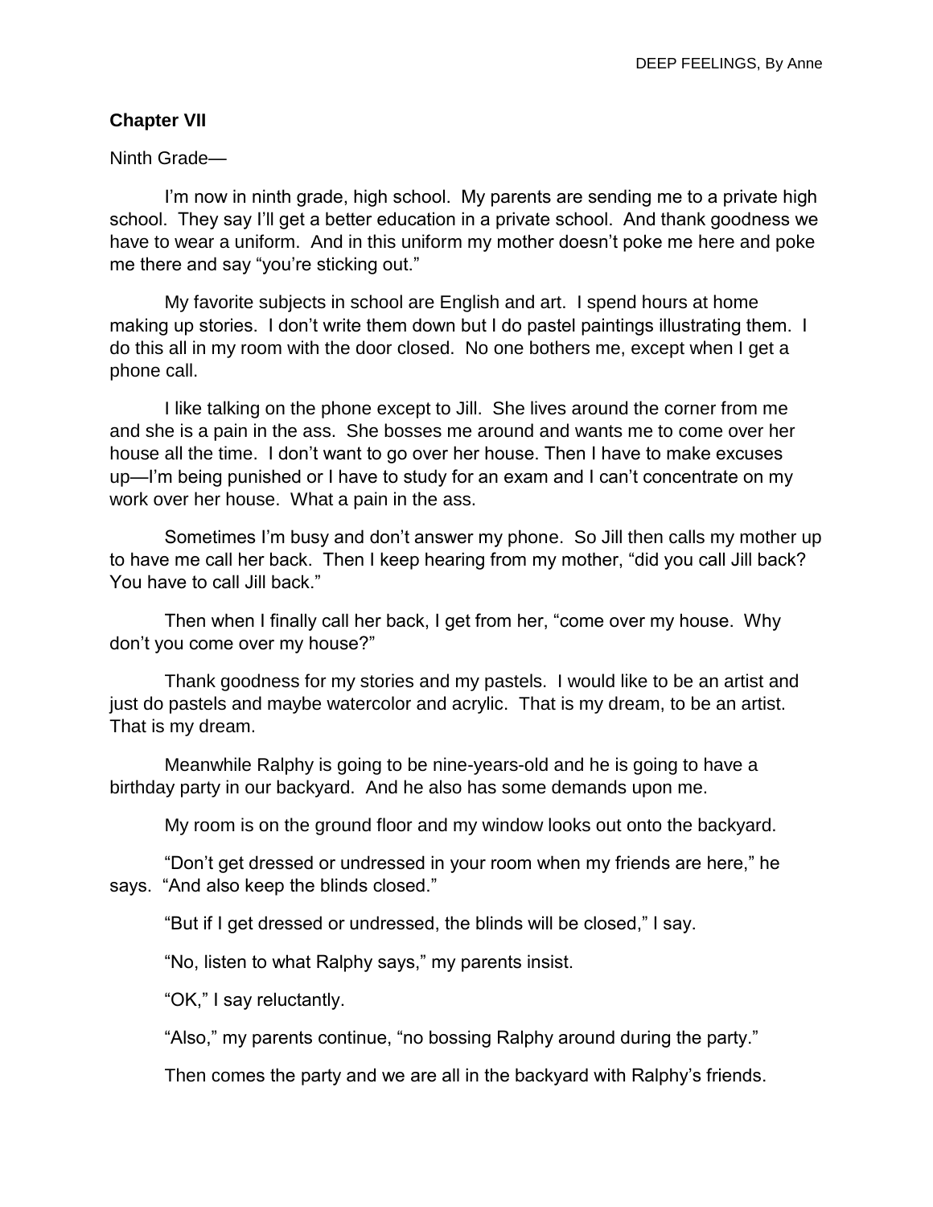## Chapter VII

Ninth Grade—

I'm now in ninth grade, high school. My parents are sending me to a private high school. They say I'll get a better education in a private school. And thank goodness we have to wear a uniform. And in this uniform my mother doesn't poke me here and poke me there and say "you're sticking out."

My favorite subjects in school are English and art. I spend hours at home making up stories. I don't write them down but I do pastel paintings illustrating them. I do this all in my room with the door closed. No one bothers me, except when I get a phone call.

I like talking on the phone except to Jill. She lives around the corner from me and she is a pain in the ass. She bosses me around and wants me to come over her house all the time. I don't want to go over her house. Then I have to make excuses up—I'm being punished or I have to study for an exam and I can't concentrate on my work over her house. What a pain in the ass.

Sometimes I'm busy and don't answer my phone. So Jill then calls my mother up to have me call her back. Then I keep hearing from my mother, "did you call Jill back? You have to call Jill back."

Then when I finally call her back, I get from her, "come over my house. Why don't you come over my house?"

Thank goodness for my stories and my pastels. I would like to be an artist and just do pastels and maybe watercolor and acrylic. That is my dream, to be an artist. That is my dream.

Meanwhile Ralphy is going to be nine-years-old and he is going to have a birthday party in our backyard. And he also has some demands upon me.

My room is on the ground floor and my window looks out onto the backyard.

"Don't get dressed or undressed in your room when my friends are here," he says. "And also keep the blinds closed."

"But if I get dressed or undressed, the blinds will be closed," I say.

"No, listen to what Ralphy says," my parents insist.

"OK," I say reluctantly.

"Also," my parents continue, "no bossing Ralphy around during the party."

Then comes the party and we are all in the backyard with Ralphy's friends.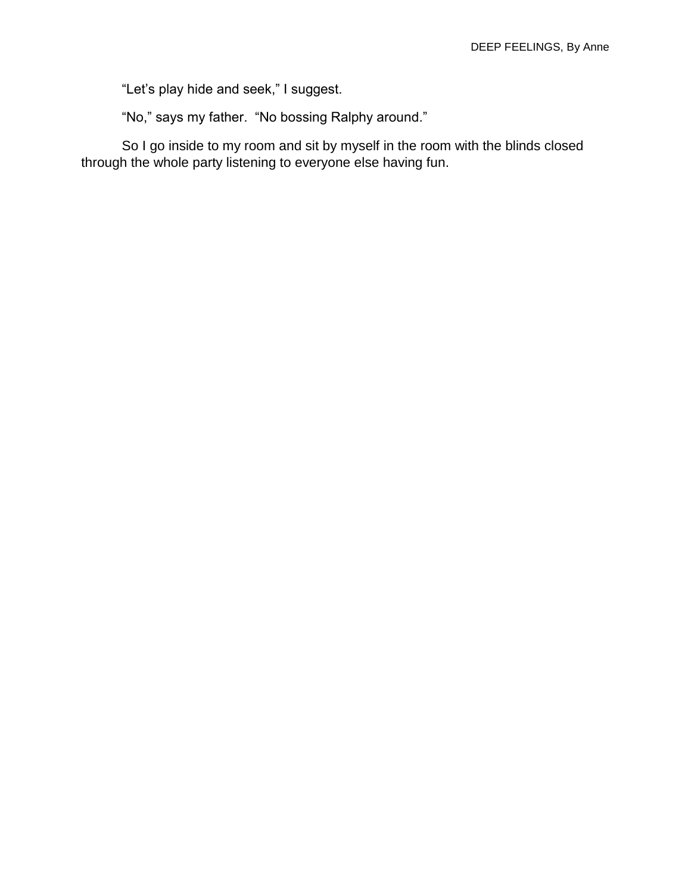"Let's play hide and seek," I suggest.

"No," says my father.  "No bossing Ralphy around."

So I go inside to my room and sit by myself in the room with the blinds closed through the whole party listening to everyone else having fun.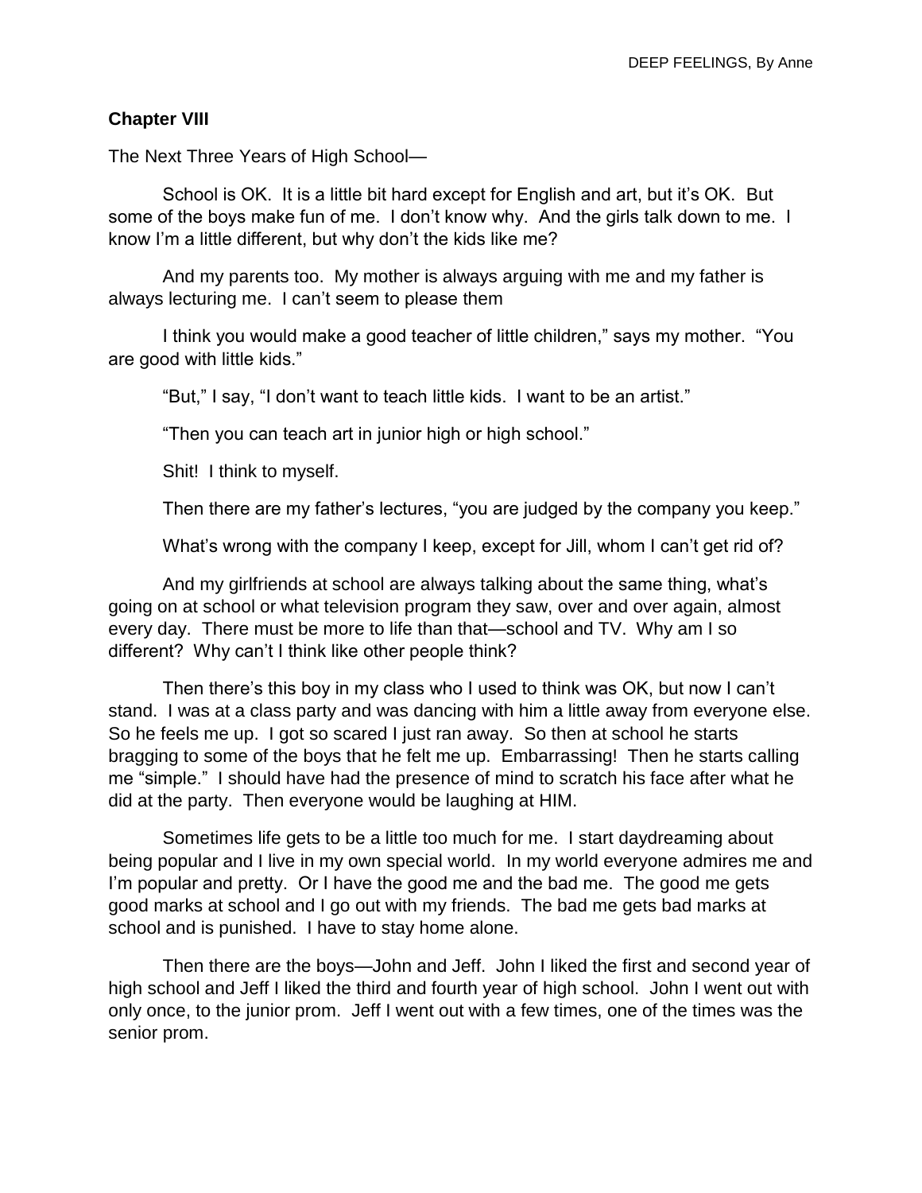## Chapter VIII

The Next Three Years of High School—

School is OK. It is a little bit hard except for English and art, but it's OK. But some of the boys make fun of me. I don't know why. And the girls talk down to me. I know I'm a little different, but why don't the kids like me?

And my parents too. My mother is always arguing with me and my father is always lecturing me. I can't seem to please them

I think you would make a good teacher of little children," says my mother. "You are good with little kids."

"But," I say, "I don't want to teach little kids. I want to be an artist."

"Then you can teach art in junior high or high school."

Shit! I think to myself.

Then there are my father's lectures, "you are judged by the company you keep."

What's wrong with the company I keep, except for Jill, whom I can't get rid of?

And my girlfriends at school are always talking about the same thing, what's going on at school or what television program they saw, over and over again, almost every day. There must be more to life than that—school and TV. Why am I so different? Why can't I think like other people think?

Then there's this boy in my class who I used to think was OK, but now I can't stand. I was at a class party and was dancing with him a little away from everyone else. So he feels me up. I got so scared I just ran away. So then at school he starts bragging to some of the boys that he felt me up. Embarrassing! Then he starts calling me "simple." I should have had the presence of mind to scratch his face after what he did at the party. Then everyone would be laughing at HIM.

Sometimes life gets to be a little too much for me. I start daydreaming about being popular and I live in my own special world. In my world everyone admires me and I'm popular and pretty. Or I have the good me and the bad me. The good me gets good marks at school and I go out with my friends. The bad me gets bad marks at school and is punished. I have to stay home alone.

Then there are the boys—John and Jeff. John I liked the first and second year of high school and Jeff I liked the third and fourth year of high school. John I went out with only once, to the junior prom. Jeff I went out with a few times, one of the times was the senior prom.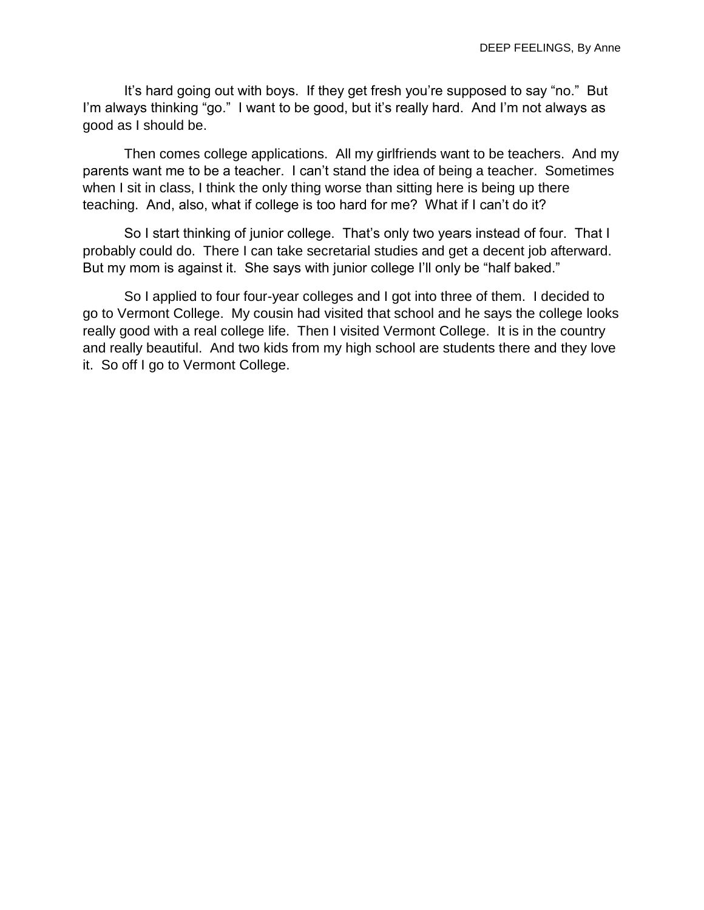It's hard going out with boys. If they get fresh you're supposed to say "no." But I'm always thinking "go." I want to be good, but it's really hard. And I'm not always as good as I should be.

Then comes college applications. All my girlfriends want to be teachers. And my parents want me to be a teacher. I can't stand the idea of being a teacher. Sometimes when I sit in class, I think the only thing worse than sitting here is being up there teaching. And, also, what if college is too hard for me? What if I can't do it?

So I start thinking of junior college. That's only two years instead of four. That I probably could do. There I can take secretarial studies and get a decent job afterward. But my mom is against it. She says with junior college I'll only be "half baked."

So I applied to four four-year colleges and I got into three of them. I decided to go to Vermont College. My cousin had visited that school and he says the college looks really good with a real college life. Then I visited Vermont College. It is in the country and really beautiful. And two kids from my high school are students there and they love it. So off I go to Vermont College.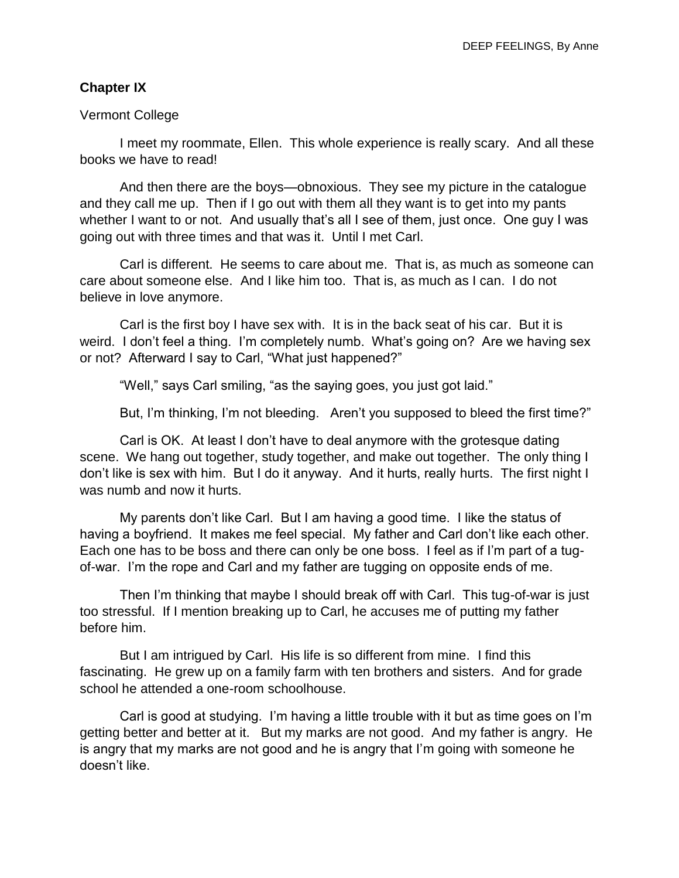**Chapter IX**

Vermont College

I meet my roommate, Ellen. This whole experience is really scary. And all these books we have to read!

And then there are the boys—obnoxious. They see my picture in the catalogue and they call me up. Then if I go out with them all they want is to get into my pants whether I want to or not. And usually that's all I see of them, just once. One guy I was going out with three times and that was it. Until I met Carl.

Carl is different. He seems to care about me. That is, as much as someone can care about someone else. And I like him too. That is, as much as I can. I do not believe in love anymore.

Carl is the first boy I have sex with. It is in the back seat of his car. But it is weird. I don't feel a thing. I'm completely numb. What's going on? Are we having sex or not? Afterward I say to Carl, "What just happened?"

"Well," says Carl smiling, "as the saying goes, you just got laid."

But, I'm thinking, I'm not bleeding. Aren't you supposed to bleed the first time?"

Carl is OK. At least I don't have to deal anymore with the grotesque dating scene. We hang out together, study together, and make out together. The only thing I don't like is sex with him. But I do it anyway. And it hurts, really hurts. The first night I was numb and now it hurts.

My parents don't like Carl. But I am having a good time. I like the status of having a boyfriend. It makes me feel special. My father and Carl don't like each other. Each one has to be boss and there can only be one boss. I feel as if I'm part of a tug-of-war. I'm the rope and Carl and my father are tugging on opposite ends of me.

Then I'm thinking that maybe I should break off with Carl. This tug-of-war is just too stressful. If I mention breaking up to Carl, he accuses me of putting my father before him.

But I am intrigued by Carl. His life is so different from mine. I find this fascinating. He grew up on a family farm with ten brothers and sisters. And for grade school he attended a one-room schoolhouse.

Carl is good at studying. I'm having a little trouble with it but as time goes on I'm getting better and better at it. But my marks are not good. And my father is angry. He is angry that my marks are not good and he is angry that I'm going with someone he doesn't like.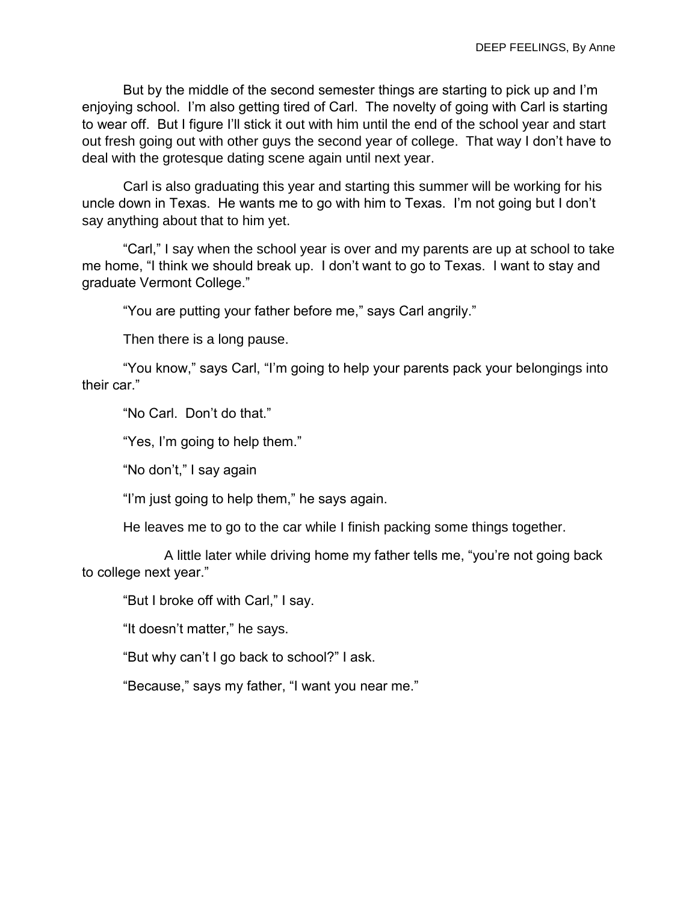But by the middle of the second semester things are starting to pick up and I'm enjoying school. I'm also getting tired of Carl. The novelty of going with Carl is starting to wear off. But I figure I'll stick it out with him until the end of the school year and start out fresh going out with other guys the second year of college. That way I don't have to deal with the grotesque dating scene again until next year.

Carl is also graduating this year and starting this summer will be working for his uncle down in Texas. He wants me to go with him to Texas. I'm not going but I don't say anything about that to him yet.

"Carl," I say when the school year is over and my parents are up at school to take me home, "I think we should break up. I don't want to go to Texas. I want to stay and graduate Vermont College."

"You are putting your father before me," says Carl angrily."

Then there is a long pause.

"You know," says Carl, "I'm going to help your parents pack your belongings into their car."

"No Carl. Don't do that."

"Yes, I'm going to help them."

"No don't," I say again

"I'm just going to help them," he says again.

He leaves me to go to the car while I finish packing some things together.

A little later while driving home my father tells me, "you're not going back to college next year."

"But I broke off with Carl," I say.

"It doesn't matter," he says.

"But why can't I go back to school?" I ask.

"Because," says my father, "I want you near me."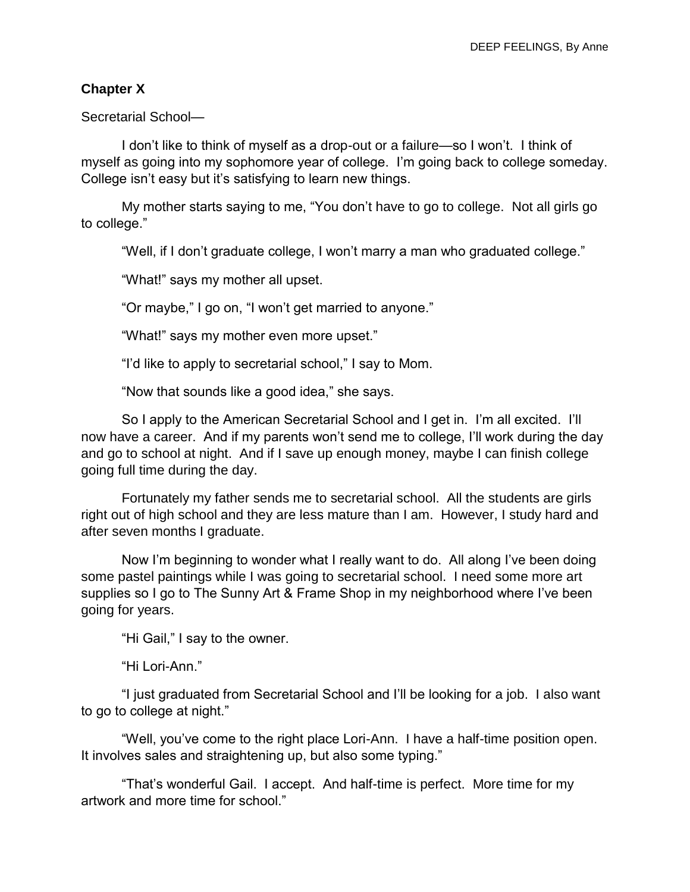## Chapter X

Secretarial School—

I don't like to think of myself as a drop-out or a failure—so I won't. I think of myself as going into my sophomore year of college. I'm going back to college someday. College isn't easy but it's satisfying to learn new things.

My mother starts saying to me, "You don't have to go to college. Not all girls go to college."

"Well, if I don't graduate college, I won't marry a man who graduated college."

"What!" says my mother all upset.

"Or maybe," I go on, "I won't get married to anyone."

"What!" says my mother even more upset."

"I'd like to apply to secretarial school," I say to Mom.

"Now that sounds like a good idea," she says.

So I apply to the American Secretarial School and I get in. I'm all excited. I'll now have a career. And if my parents won't send me to college, I'll work during the day and go to school at night. And if I save up enough money, maybe I can finish college going full time during the day.

Fortunately my father sends me to secretarial school. All the students are girls right out of high school and they are less mature than I am. However, I study hard and after seven months I graduate.

Now I'm beginning to wonder what I really want to do. All along I've been doing some pastel paintings while I was going to secretarial school. I need some more art supplies so I go to The Sunny Art & Frame Shop in my neighborhood where I've been going for years.

"Hi Gail," I say to the owner.

"Hi Lori-Ann."

"I just graduated from Secretarial School and I'll be looking for a job. I also want to go to college at night."

"Well, you've come to the right place Lori-Ann. I have a half-time position open. It involves sales and straightening up, but also some typing."

"That's wonderful Gail. I accept. And half-time is perfect. More time for my artwork and more time for school."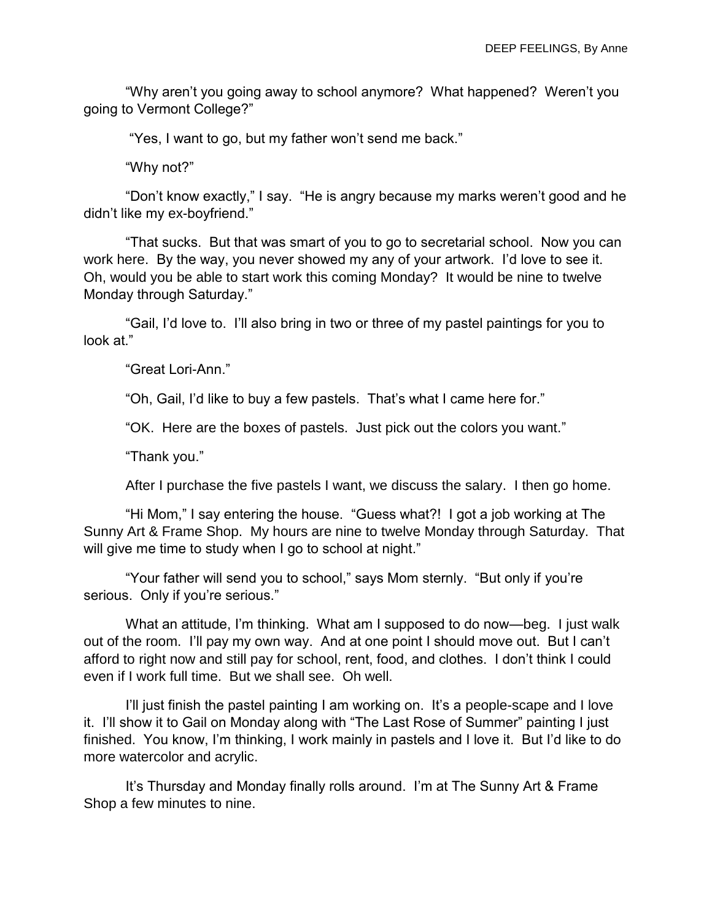"Why aren't you going away to school anymore? What happened? Weren't you going to Vermont College?"

"Yes, I want to go, but my father won't send me back."

"Why not?"

"Don't know exactly," I say. "He is angry because my marks weren't good and he didn't like my ex-boyfriend."

"That sucks. But that was smart of you to go to secretarial school. Now you can work here. By the way, you never showed my any of your artwork. I'd love to see it. Oh, would you be able to start work this coming Monday? It would be nine to twelve Monday through Saturday."

"Gail, I'd love to. I'll also bring in two or three of my pastel paintings for you to look at."

"Great Lori-Ann."

"Oh, Gail, I'd like to buy a few pastels. That's what I came here for."

"OK. Here are the boxes of pastels. Just pick out the colors you want."

"Thank you."

After I purchase the five pastels I want, we discuss the salary. I then go home.

"Hi Mom," I say entering the house. "Guess what?! I got a job working at The Sunny Art & Frame Shop. My hours are nine to twelve Monday through Saturday. That will give me time to study when I go to school at night."

"Your father will send you to school," says Mom sternly. "But only if you're serious. Only if you're serious."

What an attitude, I'm thinking. What am I supposed to do now—beg. I just walk out of the room. I'll pay my own way. And at one point I should move out. But I can't afford to right now and still pay for school, rent, food, and clothes. I don't think I could even if I work full time. But we shall see. Oh well.

I'll just finish the pastel painting I am working on. It's a people-scape and I love it. I'll show it to Gail on Monday along with "The Last Rose of Summer" painting I just finished. You know, I'm thinking, I work mainly in pastels and I love it. But I'd like to do more watercolor and acrylic.

It's Thursday and Monday finally rolls around. I'm at The Sunny Art & Frame Shop a few minutes to nine.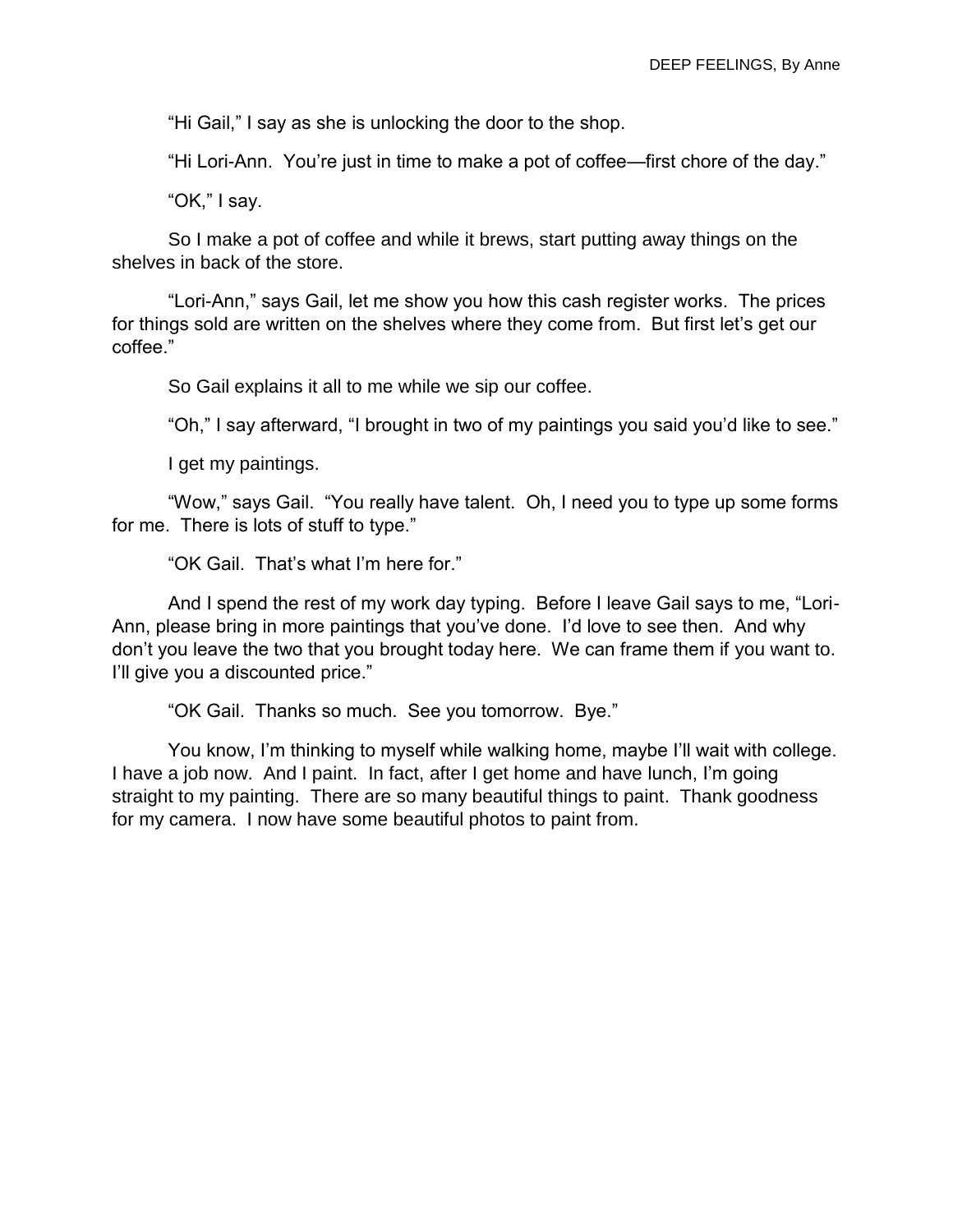"Hi Gail," I say as she is unlocking the door to the shop.

"Hi Lori-Ann. You're just in time to make a pot of coffee—first chore of the day."

"OK," I say.

So I make a pot of coffee and while it brews, start putting away things on the shelves in back of the store.

"Lori-Ann," says Gail, let me show you how this cash register works. The prices for things sold are written on the shelves where they come from. But first let's get our coffee."

So Gail explains it all to me while we sip our coffee.

"Oh," I say afterward, "I brought in two of my paintings you said you'd like to see."

I get my paintings.

"Wow," says Gail. "You really have talent. Oh, I need you to type up some forms for me. There is lots of stuff to type."

"OK Gail. That's what I'm here for."

And I spend the rest of my work day typing. Before I leave Gail says to me, "Lori-Ann, please bring in more paintings that you've done. I'd love to see then. And why don't you leave the two that you brought today here. We can frame them if you want to. I'll give you a discounted price."

"OK Gail. Thanks so much. See you tomorrow. Bye."

You know, I'm thinking to myself while walking home, maybe I'll wait with college. I have a job now. And I paint. In fact, after I get home and have lunch, I'm going straight to my painting. There are so many beautiful things to paint. Thank goodness for my camera. I now have some beautiful photos to paint from.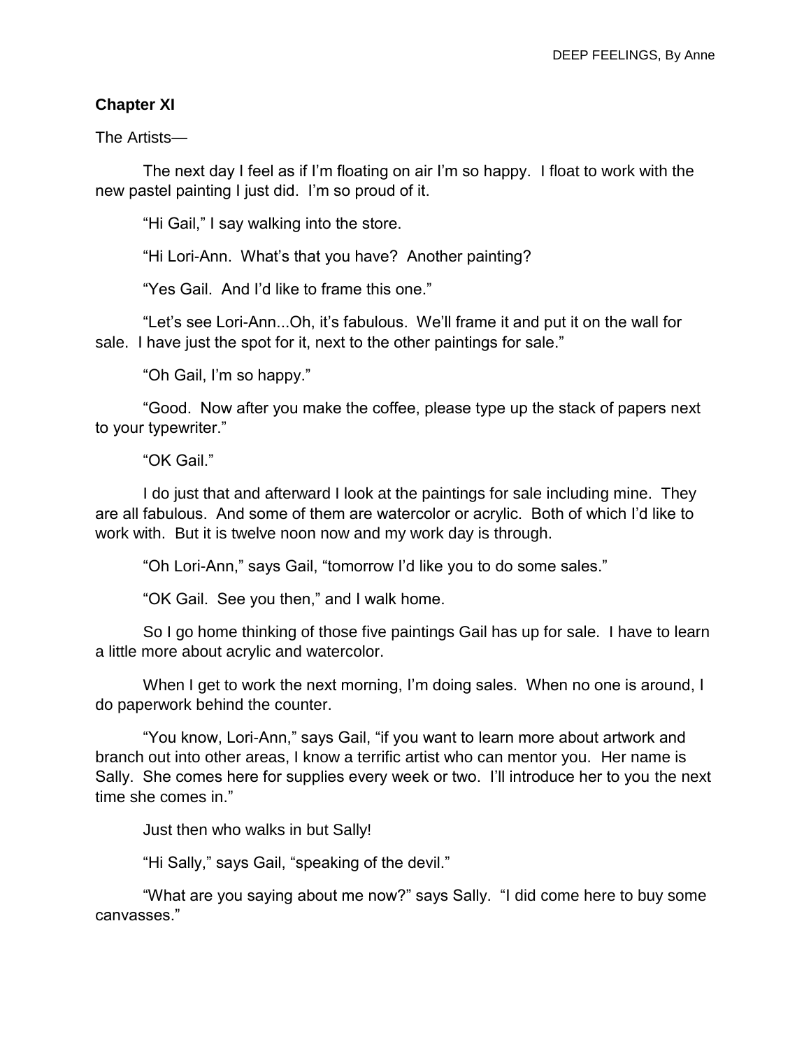## Chapter XI

The Artists—

The next day I feel as if I'm floating on air I'm so happy. I float to work with the new pastel painting I just did. I'm so proud of it.

"Hi Gail," I say walking into the store.

"Hi Lori-Ann. What's that you have? Another painting?

"Yes Gail. And I'd like to frame this one."

"Let's see Lori-Ann...Oh, it's fabulous. We'll frame it and put it on the wall for sale. I have just the spot for it, next to the other paintings for sale."

"Oh Gail, I'm so happy."

"Good. Now after you make the coffee, please type up the stack of papers next to your typewriter."

"OK Gail."

I do just that and afterward I look at the paintings for sale including mine. They are all fabulous. And some of them are watercolor or acrylic. Both of which I'd like to work with. But it is twelve noon now and my work day is through.

"Oh Lori-Ann," says Gail, "tomorrow I'd like you to do some sales."

"OK Gail. See you then," and I walk home.

So I go home thinking of those five paintings Gail has up for sale. I have to learn a little more about acrylic and watercolor.

When I get to work the next morning, I'm doing sales. When no one is around, I do paperwork behind the counter.

"You know, Lori-Ann," says Gail, "if you want to learn more about artwork and branch out into other areas, I know a terrific artist who can mentor you. Her name is Sally. She comes here for supplies every week or two. I'll introduce her to you the next time she comes in."

Just then who walks in but Sally!

"Hi Sally," says Gail, "speaking of the devil."

"What are you saying about me now?" says Sally. "I did come here to buy some canvasses."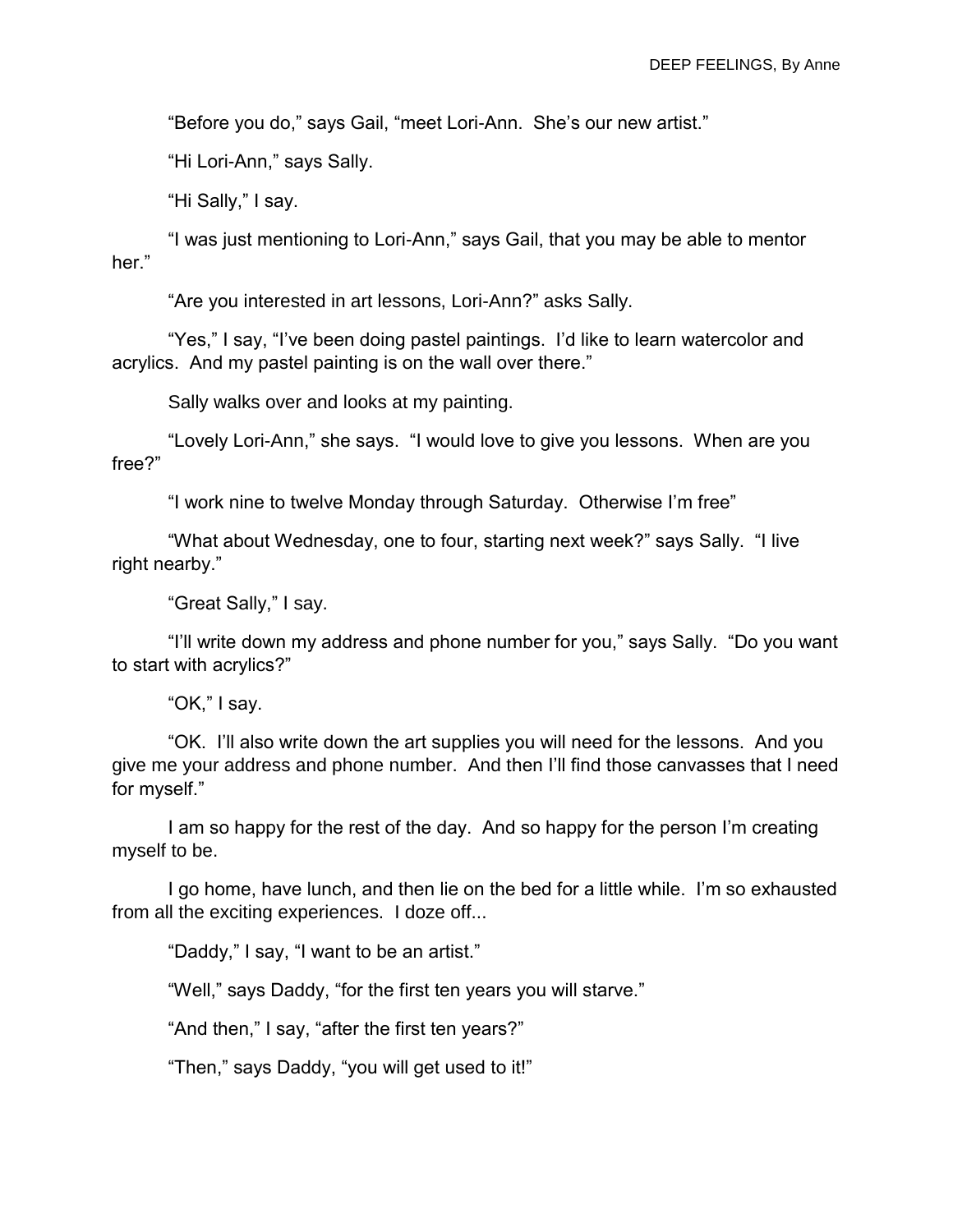"Before you do," says Gail, "meet Lori-Ann. She's our new artist."

"Hi Lori-Ann," says Sally.

"Hi Sally," I say.

"I was just mentioning to Lori-Ann," says Gail, that you may be able to mentor her."

"Are you interested in art lessons, Lori-Ann?" asks Sally.

"Yes," I say, "I've been doing pastel paintings. I'd like to learn watercolor and acrylics. And my pastel painting is on the wall over there."

Sally walks over and looks at my painting.

"Lovely Lori-Ann," she says. "I would love to give you lessons. When are you free?"

"I work nine to twelve Monday through Saturday. Otherwise I'm free"

"What about Wednesday, one to four, starting next week?" says Sally. "I live right nearby."

"Great Sally," I say.

"I'll write down my address and phone number for you," says Sally. "Do you want to start with acrylics?"

"OK," I say.

"OK. I'll also write down the art supplies you will need for the lessons. And you give me your address and phone number. And then I'll find those canvasses that I need for myself."

I am so happy for the rest of the day. And so happy for the person I'm creating myself to be.

I go home, have lunch, and then lie on the bed for a little while. I'm so exhausted from all the exciting experiences. I doze off...

"Daddy," I say, "I want to be an artist."

"Well," says Daddy, "for the first ten years you will starve."

"And then," I say, "after the first ten years?"

"Then," says Daddy, "you will get used to it!"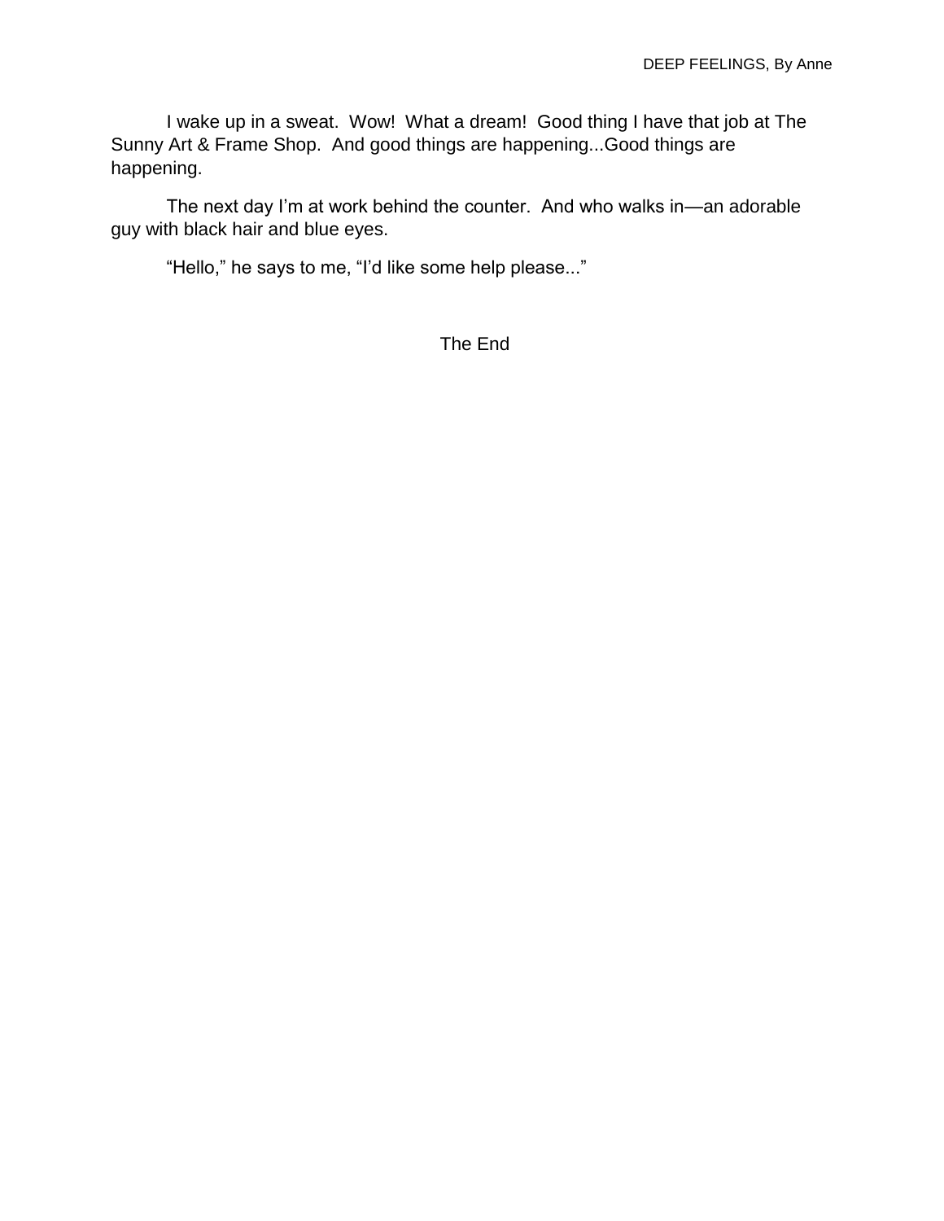I wake up in a sweat. Wow! What a dream! Good thing I have that job at The Sunny Art & Frame Shop. And good things are happening...Good things are happening.

The next day I'm at work behind the counter. And who walks in—an adorable guy with black hair and blue eyes.

"Hello," he says to me, "I'd like some help please..."

The End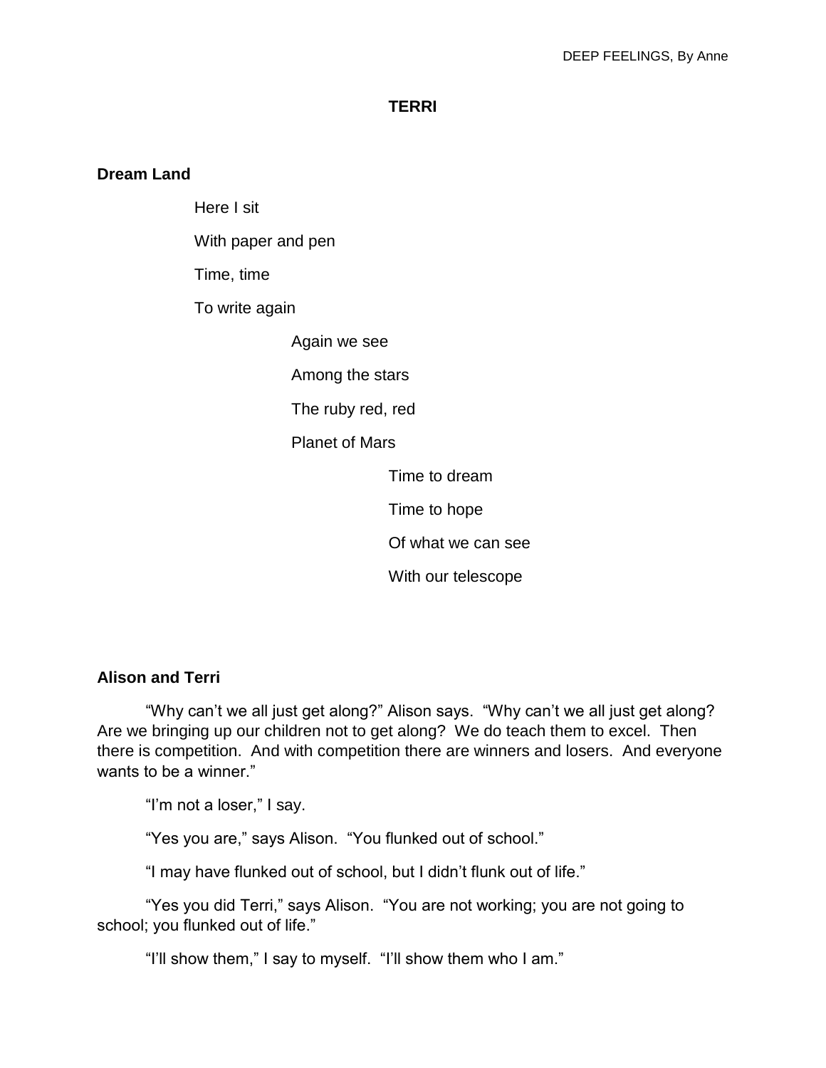# TERRI

## Dream Land

Here I sit

With paper and pen

Time, time

To write again

Again we see

Among the stars

The ruby red, red

Planet of Mars

Time to dream

Time to hope

Of what we can see

With our telescope

## Alison and Terri

"Why can't we all just get along?" Alison says. "Why can't we all just get along? Are we bringing up our children not to get along? We do teach them to excel. Then there is competition. And with competition there are winners and losers. And everyone wants to be a winner."

"I'm not a loser," I say.

"Yes you are," says Alison. "You flunked out of school."

"I may have flunked out of school, but I didn't flunk out of life."

"Yes you did Terri," says Alison. "You are not working; you are not going to school; you flunked out of life."

"I'll show them," I say to myself. "I'll show them who I am."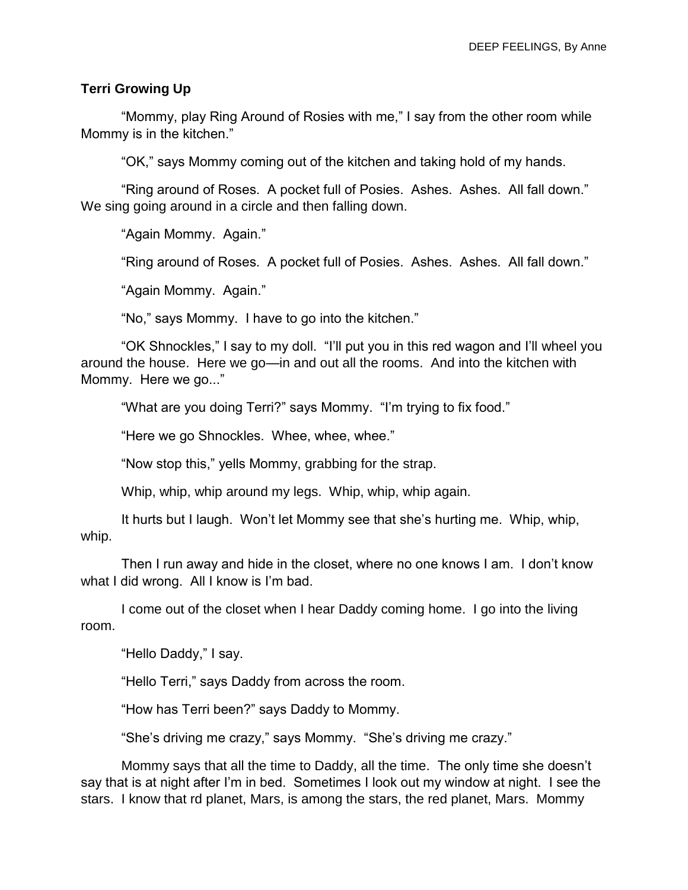**Terri Growing Up**

"Mommy, play Ring Around of Rosies with me," I say from the other room while Mommy is in the kitchen."

"OK," says Mommy coming out of the kitchen and taking hold of my hands.

"Ring around of Roses. A pocket full of Posies. Ashes. Ashes. All fall down." We sing going around in a circle and then falling down.

"Again Mommy. Again."

"Ring around of Roses. A pocket full of Posies. Ashes. Ashes. All fall down."

"Again Mommy. Again."

"No," says Mommy. I have to go into the kitchen."

"OK Shnockles," I say to my doll. "I'll put you in this red wagon and I'll wheel you around the house. Here we go—in and out all the rooms. And into the kitchen with Mommy. Here we go..."

"What are you doing Terri?" says Mommy. "I'm trying to fix food."

"Here we go Shnockles. Whee, whee, whee."

"Now stop this," yells Mommy, grabbing for the strap.

Whip, whip, whip around my legs. Whip, whip, whip again.

It hurts but I laugh. Won't let Mommy see that she's hurting me. Whip, whip, whip.

Then I run away and hide in the closet, where no one knows I am. I don't know what I did wrong. All I know is I'm bad.

I come out of the closet when I hear Daddy coming home. I go into the living room.

"Hello Daddy," I say.

"Hello Terri," says Daddy from across the room.

"How has Terri been?" says Daddy to Mommy.

"She's driving me crazy," says Mommy. "She's driving me crazy."

Mommy says that all the time to Daddy, all the time. The only time she doesn't say that is at night after I'm in bed. Sometimes I look out my window at night. I see the stars. I know that rd planet, Mars, is among the stars, the red planet, Mars. Mommy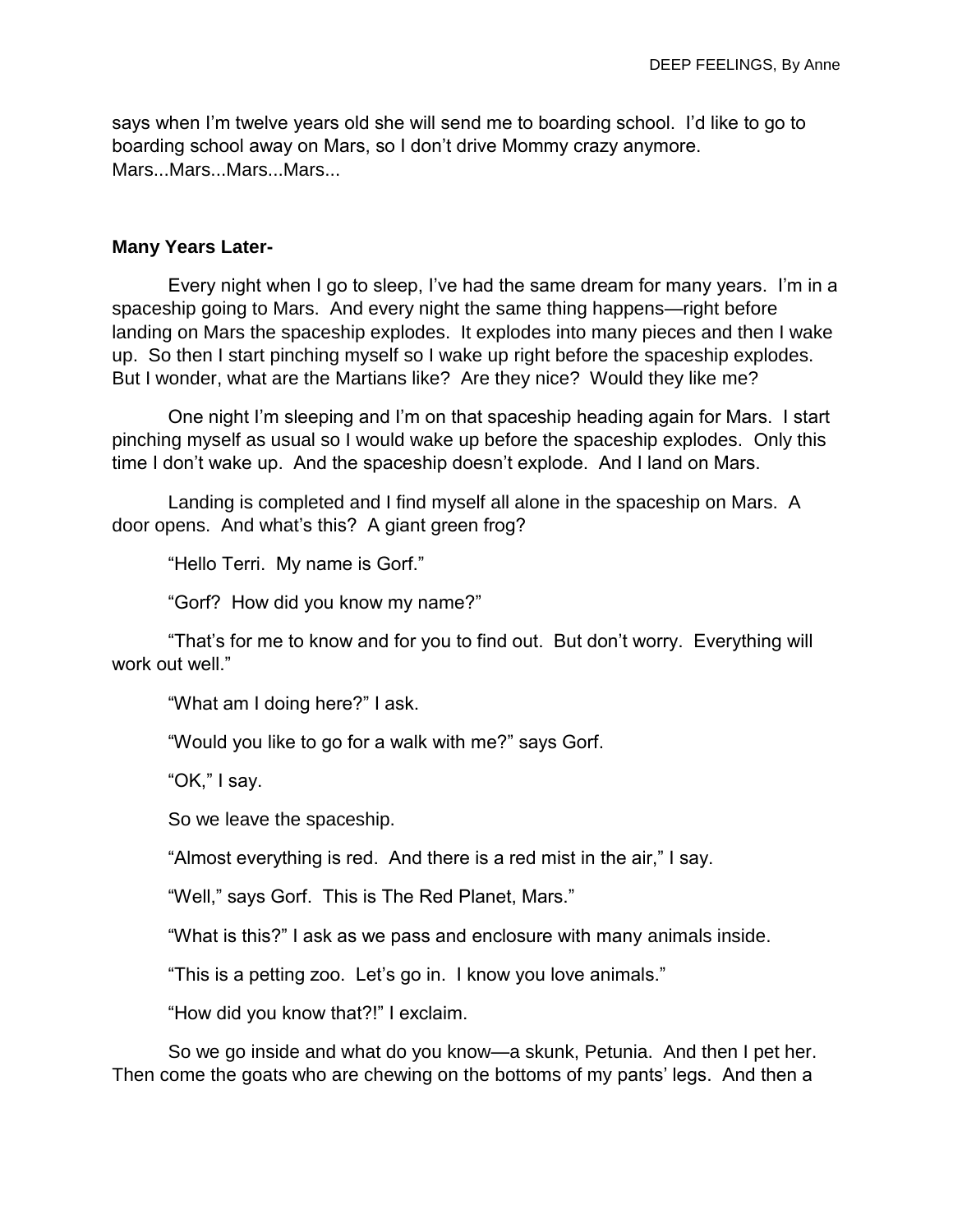says when I'm twelve years old she will send me to boarding school. I'd like to go to boarding school away on Mars, so I don't drive Mommy crazy anymore. Mars...Mars...Mars...Mars...

**Many Years Later-**

Every night when I go to sleep, I've had the same dream for many years. I'm in a spaceship going to Mars. And every night the same thing happens—right before landing on Mars the spaceship explodes. It explodes into many pieces and then I wake up. So then I start pinching myself so I wake up right before the spaceship explodes. But I wonder, what are the Martians like? Are they nice? Would they like me?

One night I'm sleeping and I'm on that spaceship heading again for Mars. I start pinching myself as usual so I would wake up before the spaceship explodes. Only this time I don't wake up. And the spaceship doesn't explode. And I land on Mars.

Landing is completed and I find myself all alone in the spaceship on Mars. A door opens. And what's this? A giant green frog?

"Hello Terri. My name is Gorf."

"Gorf? How did you know my name?"

"That's for me to know and for you to find out. But don't worry. Everything will work out well."

"What am I doing here?" I ask.

"Would you like to go for a walk with me?" says Gorf.

"OK," I say.

So we leave the spaceship.

"Almost everything is red. And there is a red mist in the air," I say.

"Well," says Gorf. This is The Red Planet, Mars."

"What is this?" I ask as we pass and enclosure with many animals inside.

"This is a petting zoo. Let's go in. I know you love animals."

"How did you know that?!" I exclaim.

So we go inside and what do you know—a skunk, Petunia. And then I pet her. Then come the goats who are chewing on the bottoms of my pants' legs. And then a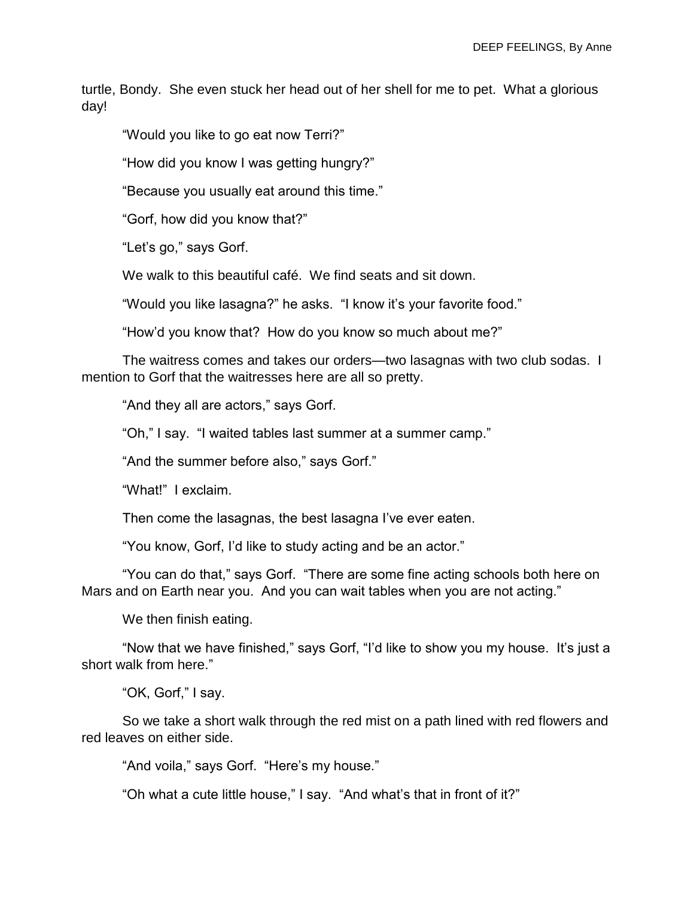turtle, Bondy. She even stuck her head out of her shell for me to pet. What a glorious day!

"Would you like to go eat now Terri?"

"How did you know I was getting hungry?"

"Because you usually eat around this time."

"Gorf, how did you know that?"

"Let's go," says Gorf.

We walk to this beautiful café. We find seats and sit down.

"Would you like lasagna?" he asks. "I know it's your favorite food."

"How'd you know that? How do you know so much about me?"

The waitress comes and takes our orders—two lasagnas with two club sodas. I mention to Gorf that the waitresses here are all so pretty.

"And they all are actors," says Gorf.

"Oh," I say. "I waited tables last summer at a summer camp."

"And the summer before also," says Gorf."

"What!" I exclaim.

Then come the lasagnas, the best lasagna I've ever eaten.

"You know, Gorf, I'd like to study acting and be an actor."

"You can do that," says Gorf. "There are some fine acting schools both here on Mars and on Earth near you. And you can wait tables when you are not acting."

We then finish eating.

"Now that we have finished," says Gorf, "I'd like to show you my house. It's just a short walk from here."

"OK, Gorf," I say.

So we take a short walk through the red mist on a path lined with red flowers and red leaves on either side.

"And voila," says Gorf. "Here's my house."

"Oh what a cute little house," I say. "And what's that in front of it?"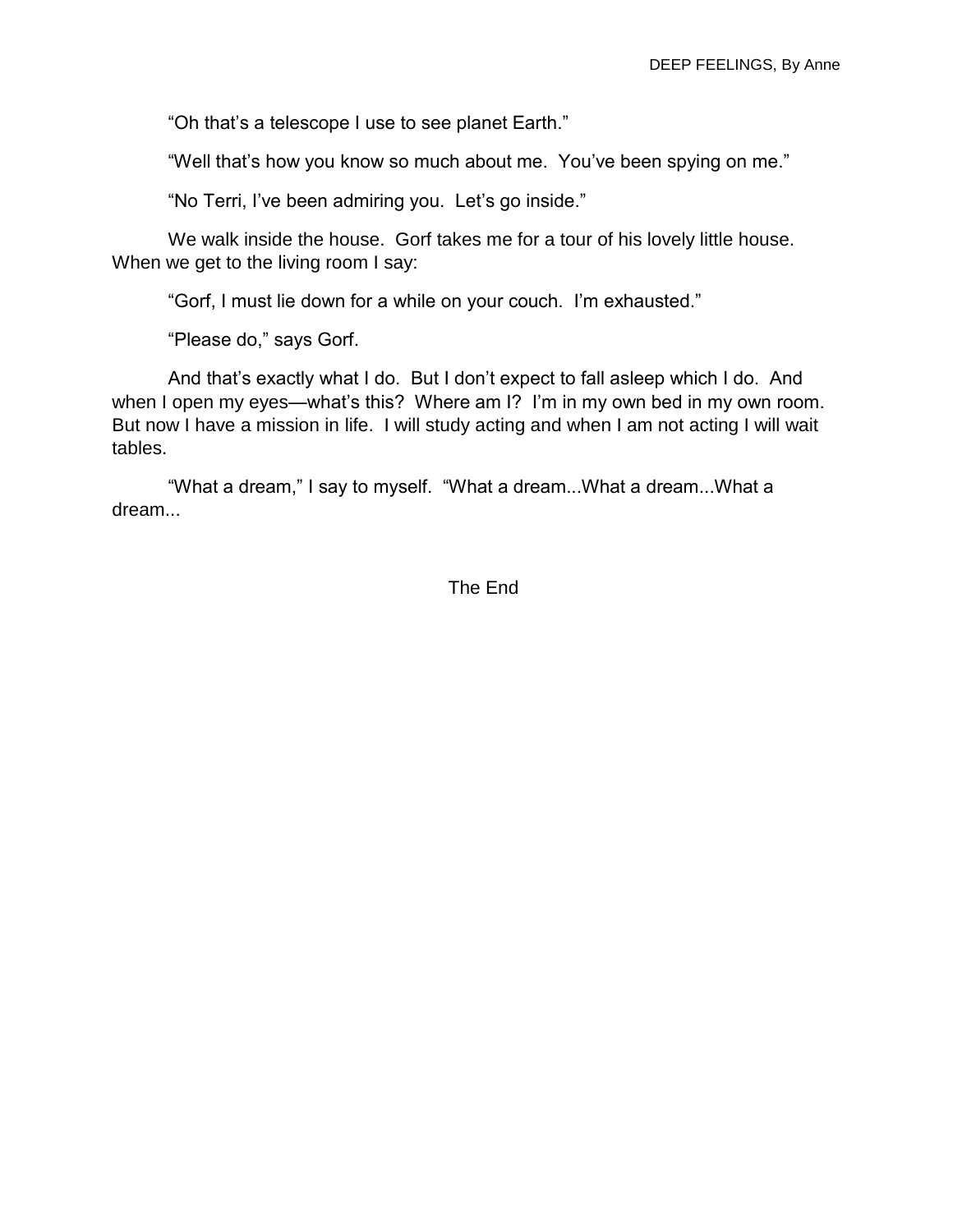"Oh that's a telescope I use to see planet Earth."

"Well that's how you know so much about me. You've been spying on me."

"No Terri, I've been admiring you. Let's go inside."

We walk inside the house. Gorf takes me for a tour of his lovely little house. When we get to the living room I say:

"Gorf, I must lie down for a while on your couch. I'm exhausted."

"Please do," says Gorf.

And that's exactly what I do. But I don't expect to fall asleep which I do. And when I open my eyes—what's this? Where am I? I'm in my own bed in my own room. But now I have a mission in life. I will study acting and when I am not acting I will wait tables.

"What a dream," I say to myself. "What a dream...What a dream...What a dream...

The End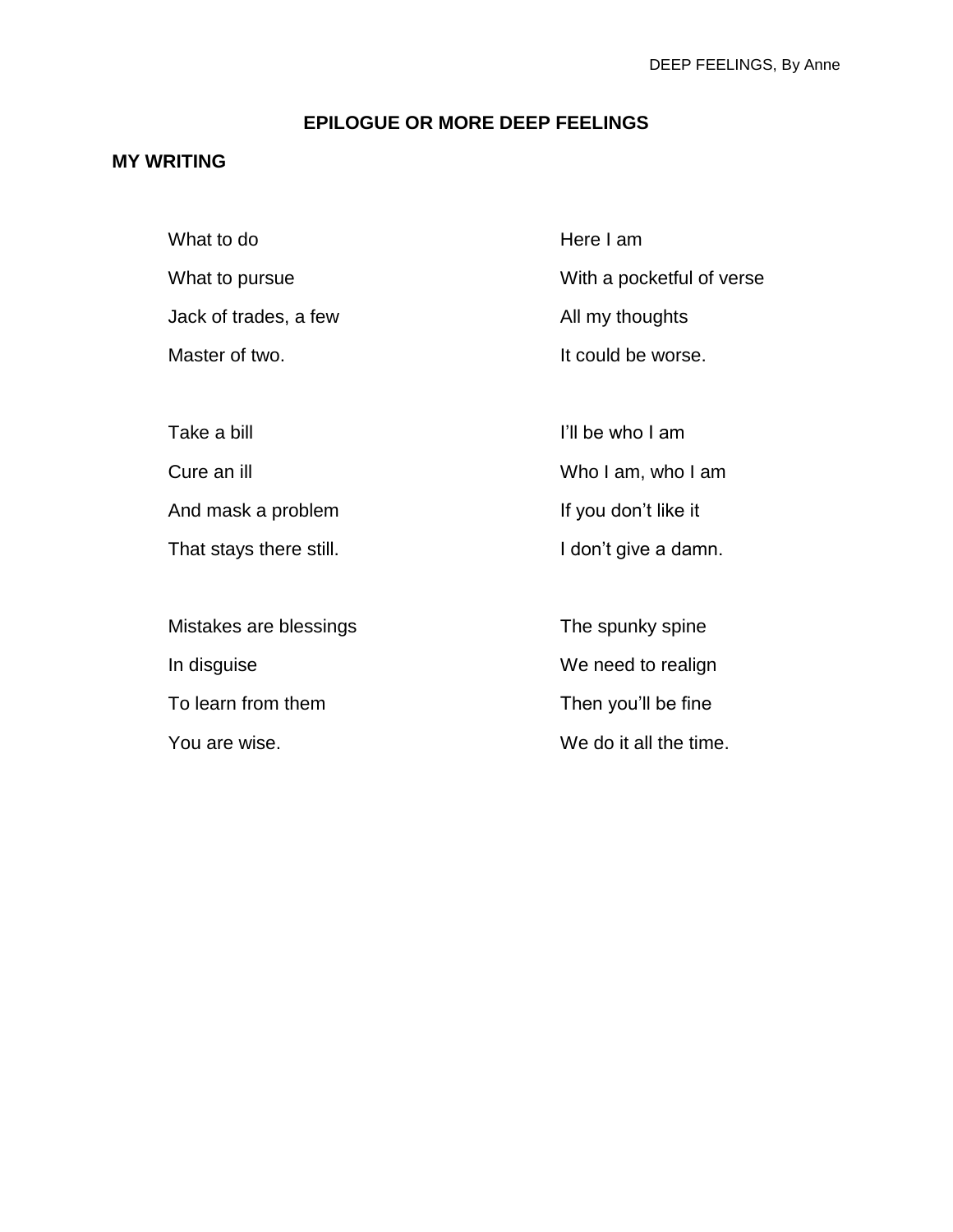# EPILOGUE OR MORE DEEP FEELINGS

## MY WRITING

What to do
What to pursue
Jack of trades, a few
Master of two.

Take a bill
Cure an ill
And mask a problem
That stays there still.

Mistakes are blessings
In disguise
To learn from them
You are wise.

Here I am
With a pocketful of verse
All my thoughts
It could be worse.

I'll be who I am
Who I am, who I am
If you don't like it
I don't give a damn.

The spunky spine
We need to realign
Then you'll be fine
We do it all the time.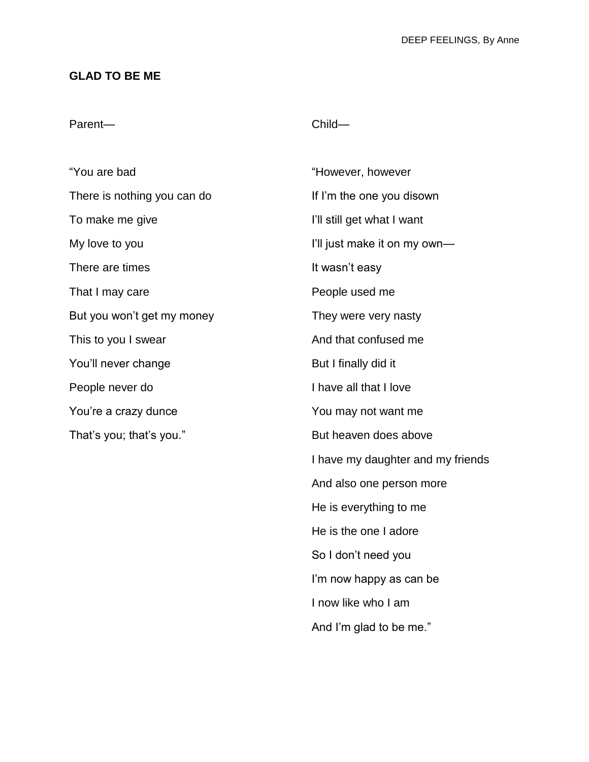## GLAD TO BE ME

Parent—

"You are bad
There is nothing you can do
To make me give
My love to you
There are times
That I may care
But you won't get my money
This to you I swear
You'll never change
People never do
You're a crazy dunce
That's you; that's you."

Child—

"However, however
If I'm the one you disown
I'll still get what I want
I'll just make it on my own—
It wasn't easy
People used me
They were very nasty
And that confused me
But I finally did it
I have all that I love
You may not want me
But heaven does above
I have my daughter and my friends
And also one person more
He is everything to me
He is the one I adore
So I don't need you
I'm now happy as can be
I now like who I am
And I'm glad to be me."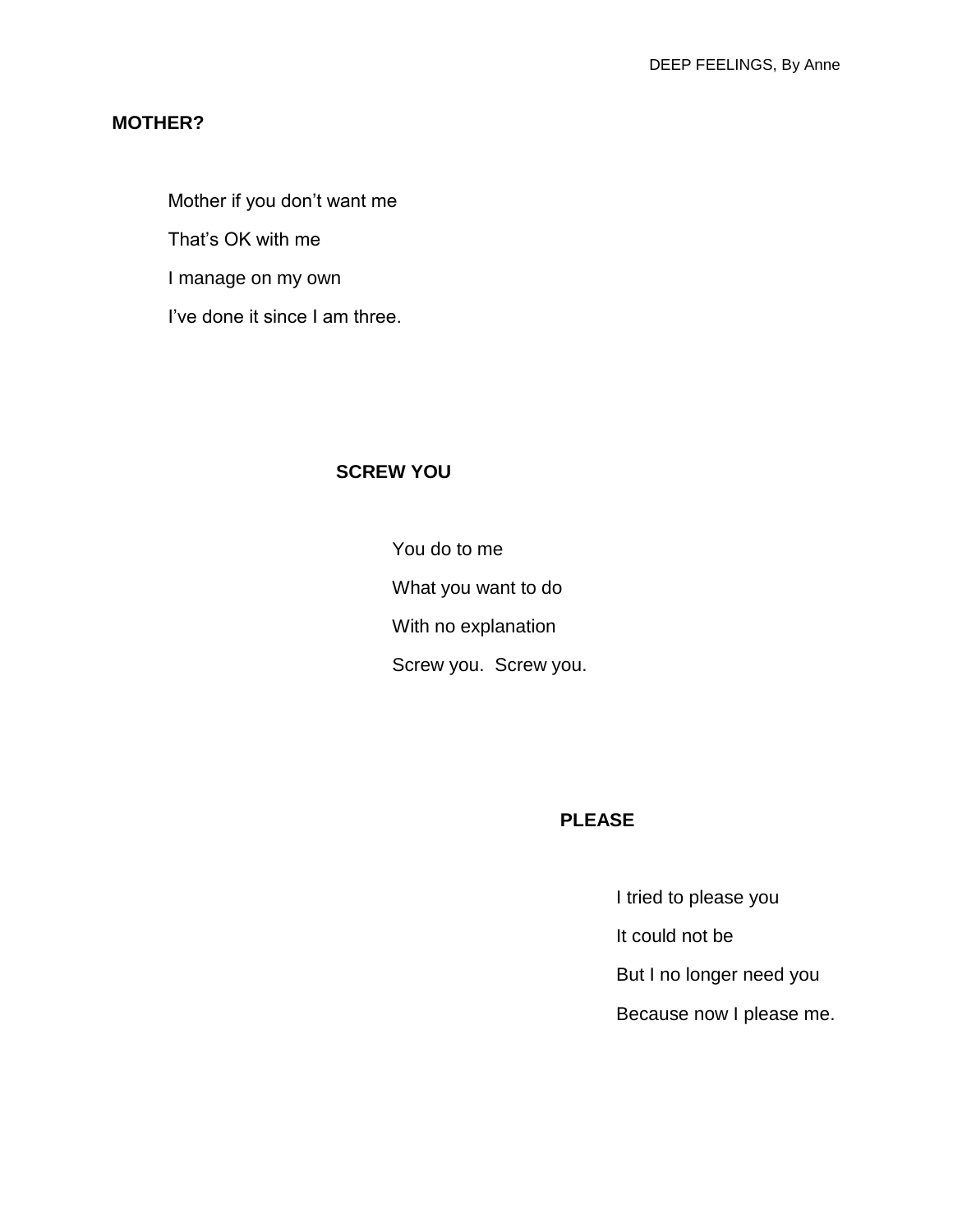## MOTHER?

Mother if you don't want me

That's OK with me

I manage on my own

I've done it since I am three.

## SCREW YOU

You do to me

What you want to do

With no explanation

Screw you. Screw you.

## PLEASE

I tried to please you

It could not be

But I no longer need you

Because now I please me.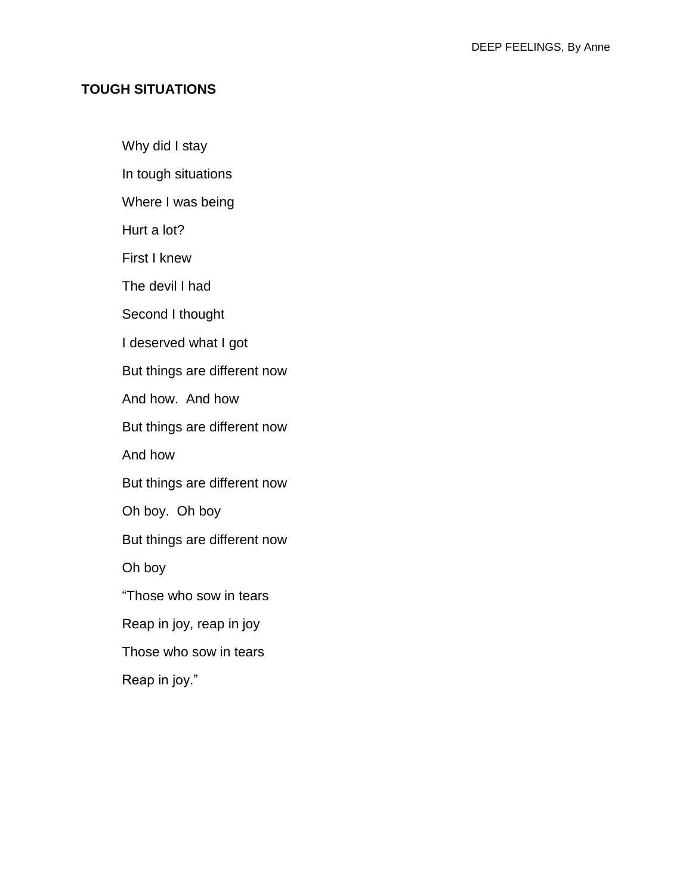## TOUGH SITUATIONS

Why did I stay  
In tough situations  
Where I was being  
Hurt a lot?  
First I knew  
The devil I had  
Second I thought  
I deserved what I got  
But things are different now  
And how.  And how  
But things are different now  
And how  
But things are different now  
Oh boy.  Oh boy  
But things are different now  
Oh boy  
“Those who sow in tears  
Reap in joy, reap in joy  
Those who sow in tears  
Reap in joy.”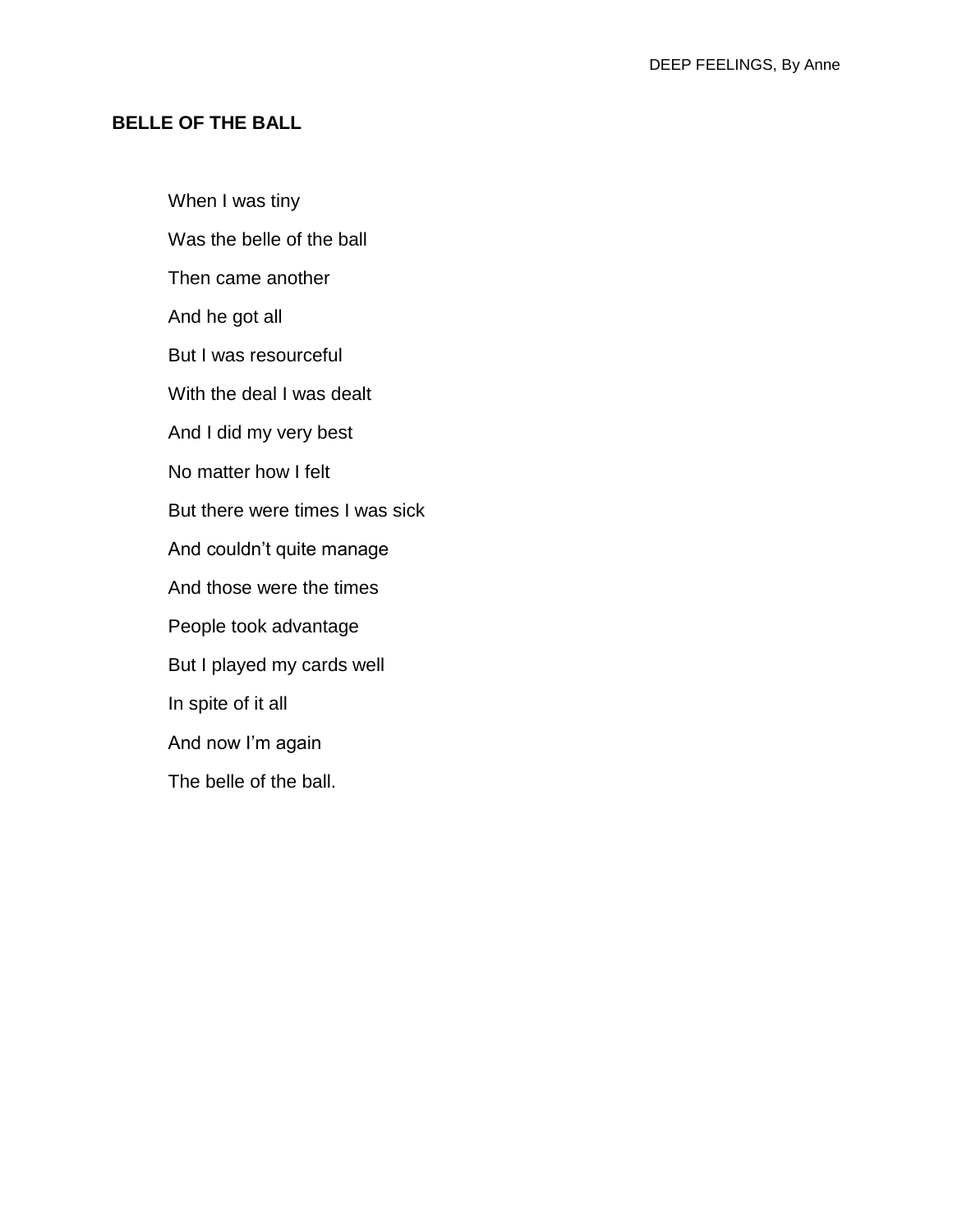## BELLE OF THE BALL

When I was tiny  
Was the belle of the ball  
Then came another  
And he got all  
But I was resourceful  
With the deal I was dealt  
And I did my very best  
No matter how I felt  
But there were times I was sick  
And couldn't quite manage  
And those were the times  
People took advantage  
But I played my cards well  
In spite of it all  
And now I'm again  
The belle of the ball.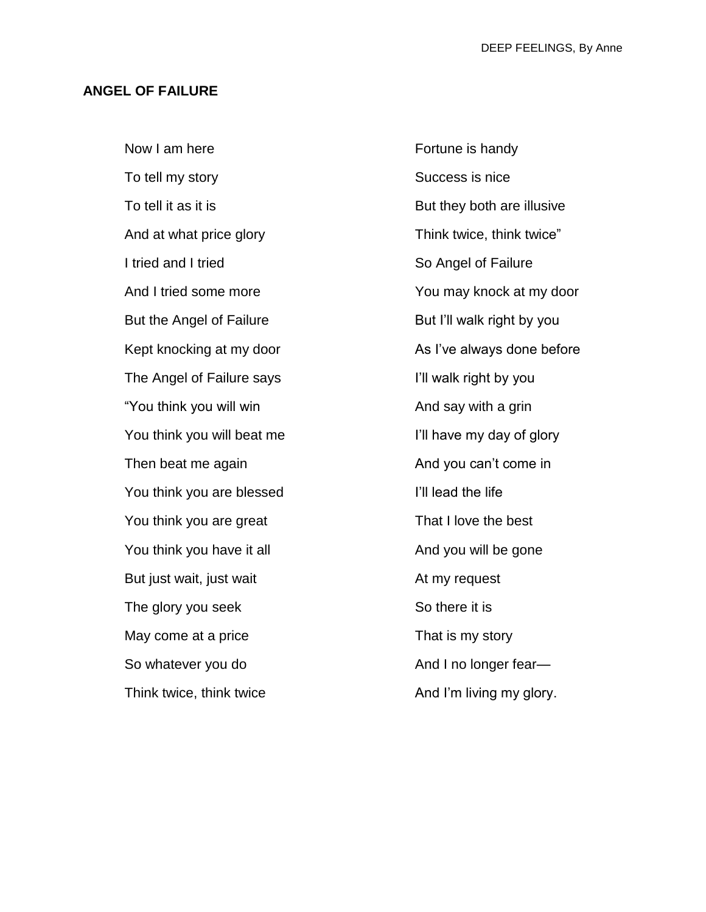## ANGEL OF FAILURE

Now I am here
To tell my story
To tell it as it is
And at what price glory
I tried and I tried
And I tried some more
But the Angel of Failure
Kept knocking at my door
The Angel of Failure says
"You think you will win
You think you will beat me
Then beat me again
You think you are blessed
You think you are great
You think you have it all
But just wait, just wait
The glory you seek
May come at a price
So whatever you do
Think twice, think twice
Fortune is handy
Success is nice
But they both are illusive
Think twice, think twice"
So Angel of Failure
You may knock at my door
But I'll walk right by you
As I've always done before
I'll walk right by you
And say with a grin
I'll have my day of glory
And you can't come in
I'll lead the life
That I love the best
And you will be gone
At my request
So there it is
That is my story
And I no longer fear—
And I'm living my glory.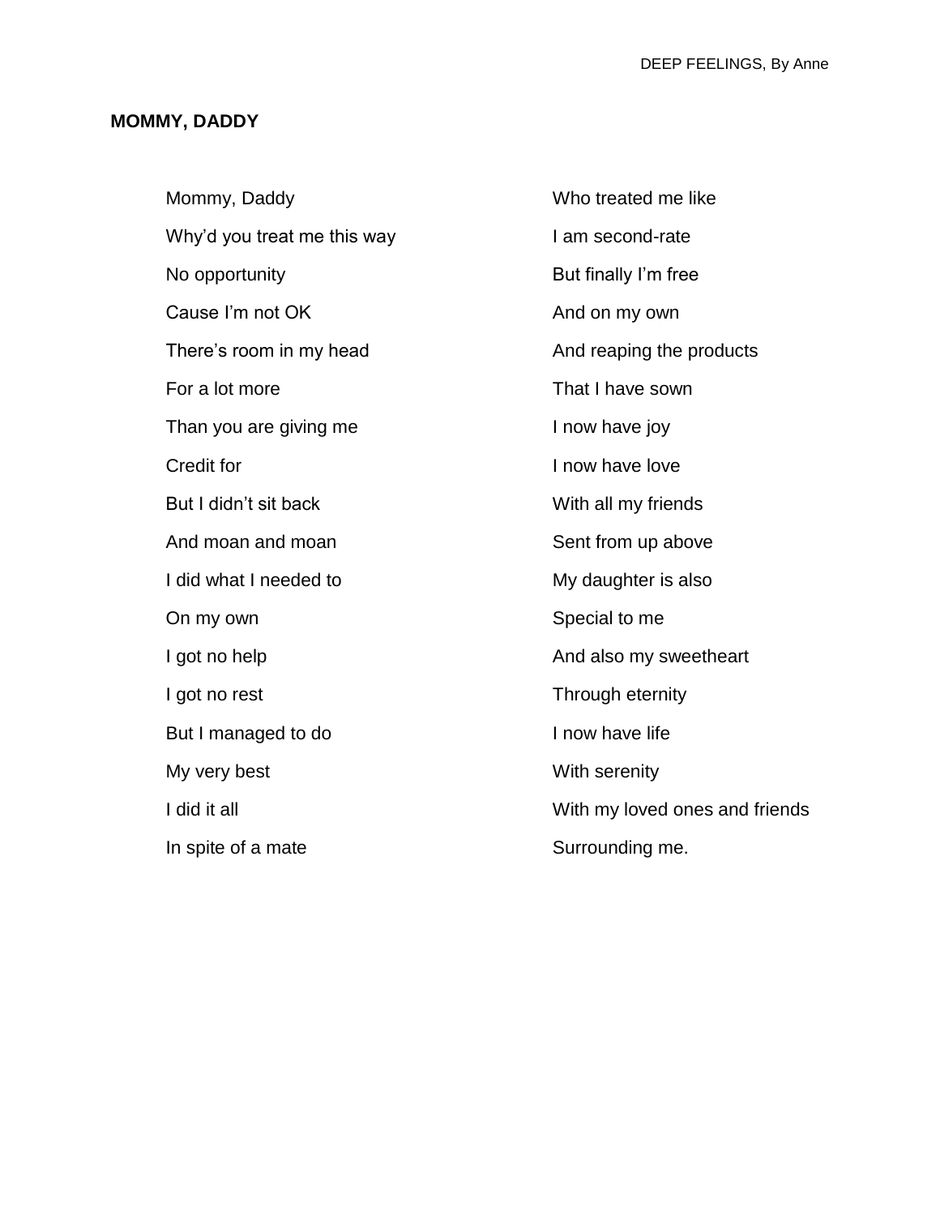## MOMMY, DADDY

Mommy, Daddy
Why'd you treat me this way
No opportunity
Cause I'm not OK
There's room in my head
For a lot more
Than you are giving me
Credit for
But I didn't sit back
And moan and moan
I did what I needed to
On my own
I got no help
I got no rest
But I managed to do
My very best
I did it all
In spite of a mate
Who treated me like
I am second-rate
But finally I'm free
And on my own
And reaping the products
That I have sown
I now have joy
I now have love
With all my friends
Sent from up above
My daughter is also
Special to me
And also my sweetheart
Through eternity
I now have life
With serenity
With my loved ones and friends
Surrounding me.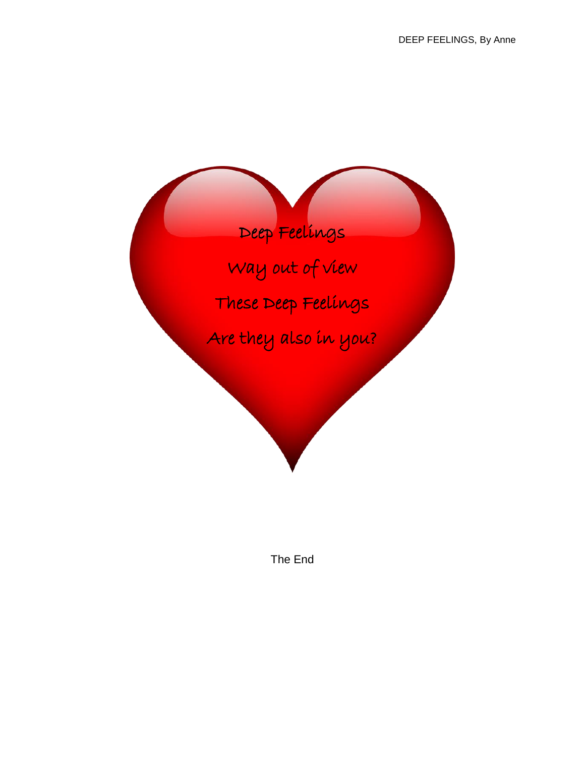Deep Feelings

Way out of view

These Deep Feelings

Are they also in you?

The End